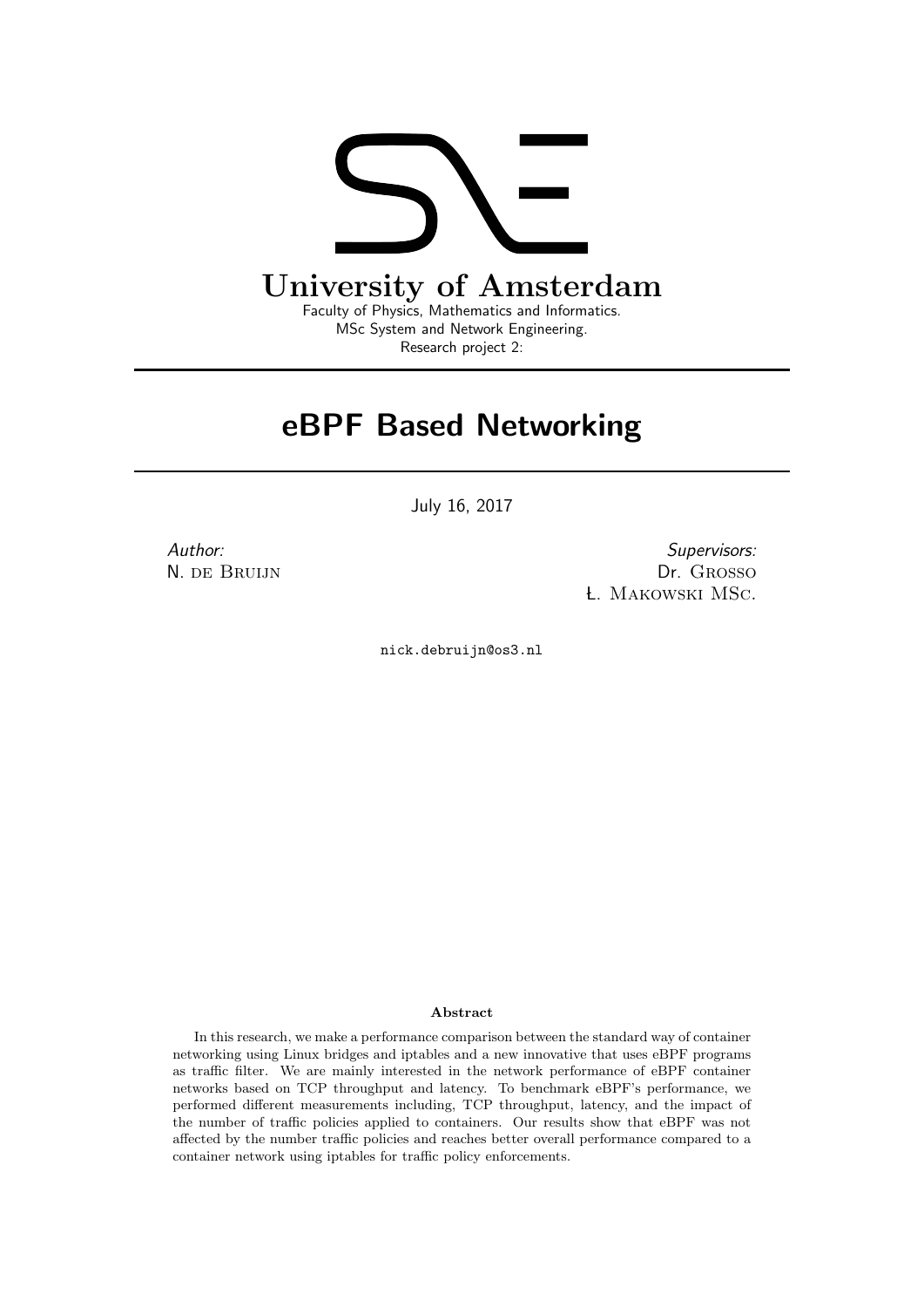University of Amsterdam

Faculty of Physics, Mathematics and Informatics.
MSc System and Network Engineering.
Research project 2:

# eBPF Based Networking

July 16, 2017

*Author:*
N. de Bruijn

*Supervisors:*
Dr. Grosso
Ł. Makowski MSc.

`nick.debruijn@os3.nl`

**Abstract**

In this research, we make a performance comparison between the standard way of container networking using Linux bridges and iptables and a new innovative that uses eBPF programs as traffic filter. We are mainly interested in the network performance of eBPF container networks based on TCP throughput and latency. To benchmark eBPF's performance, we performed different measurements including, TCP throughput, latency, and the impact of the number of traffic policies applied to containers. Our results show that eBPF was not affected by the number traffic policies and reaches better overall performance compared to a container network using iptables for traffic policy enforcements.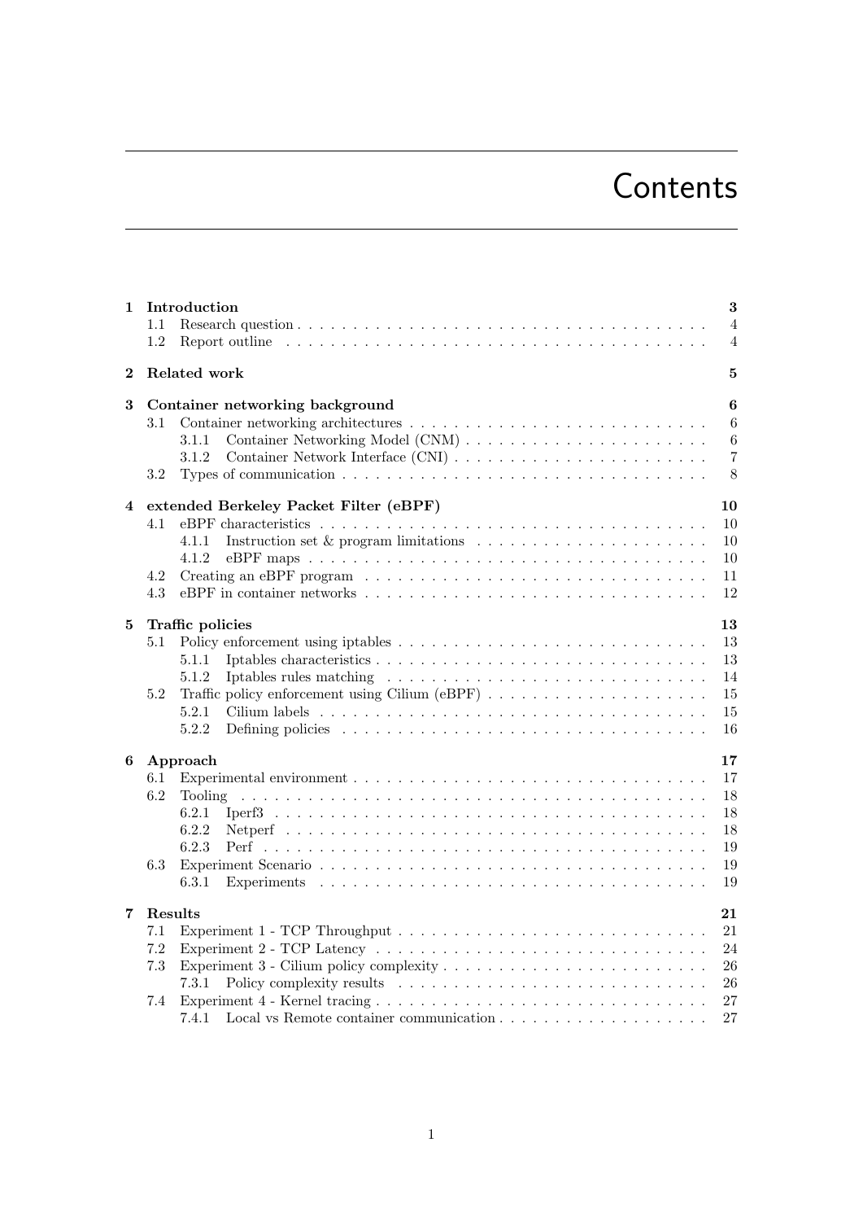# Contents

**1 Introduction** **3**

- 1.1 Research question . . . . . . . . . . 4
- 1.2 Report outline . . . . . . . . . . 4

**2 Related work** **5**

**3 Container networking background** **6**

- 3.1 Container networking architectures . . . . . . . . . . 6
  - 3.1.1 Container Networking Model (CNM) . . . . . . . . . . 6
  - 3.1.2 Container Network Interface (CNI) . . . . . . . . . . 7
- 3.2 Types of communication . . . . . . . . . . 8

**4 extended Berkeley Packet Filter (eBPF)** **10**

- 4.1 eBPF characteristics . . . . . . . . . . 10
  - 4.1.1 Instruction set & program limitations . . . . . . . . . . 10
  - 4.1.2 eBPF maps . . . . . . . . . . 10
- 4.2 Creating an eBPF program . . . . . . . . . . 11
- 4.3 eBPF in container networks . . . . . . . . . . 12

**5 Traffic policies** **13**

- 5.1 Policy enforcement using iptables . . . . . . . . . . 13
  - 5.1.1 Iptables characteristics . . . . . . . . . . 13
  - 5.1.2 Iptables rules matching . . . . . . . . . . 14
- 5.2 Traffic policy enforcement using Cilium (eBPF) . . . . . . . . . . 15
  - 5.2.1 Cilium labels . . . . . . . . . . 15
  - 5.2.2 Defining policies . . . . . . . . . . 16

**6 Approach** **17**

- 6.1 Experimental environment . . . . . . . . . . 17
- 6.2 Tooling . . . . . . . . . . 18
  - 6.2.1 Iperf3 . . . . . . . . . . 18
  - 6.2.2 Netperf . . . . . . . . . . 18
  - 6.2.3 Perf . . . . . . . . . . 19
- 6.3 Experiment Scenario . . . . . . . . . . 19
  - 6.3.1 Experiments . . . . . . . . . . 19

**7 Results** **21**

- 7.1 Experiment 1 - TCP Throughput . . . . . . . . . . 21
- 7.2 Experiment 2 - TCP Latency . . . . . . . . . . 24
- 7.3 Experiment 3 - Cilium policy complexity . . . . . . . . . . 26
  - 7.3.1 Policy complexity results . . . . . . . . . . 26
- 7.4 Experiment 4 - Kernel tracing . . . . . . . . . . 27
  - 7.4.1 Local vs Remote container communication . . . . . . . . . . 27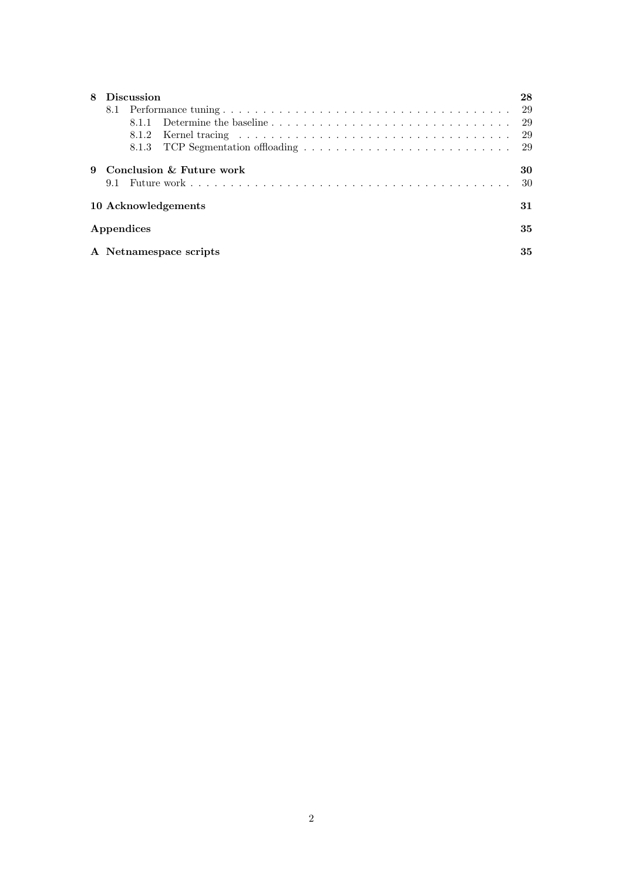| | | |
|---|---|---|
| **8** | **Discussion** | **28** |
| | 8.1 Performance tuning | 29 |
| | 8.1.1 Determine the baseline | 29 |
| | 8.1.2 Kernel tracing | 29 |
| | 8.1.3 TCP Segmentation offloading | 29 |
| **9** | **Conclusion & Future work** | **30** |
| | 9.1 Future work | 30 |
| **10** | **Acknowledgements** | **31** |
| | **Appendices** | **35** |
| **A** | **Netnamespace scripts** | **35** |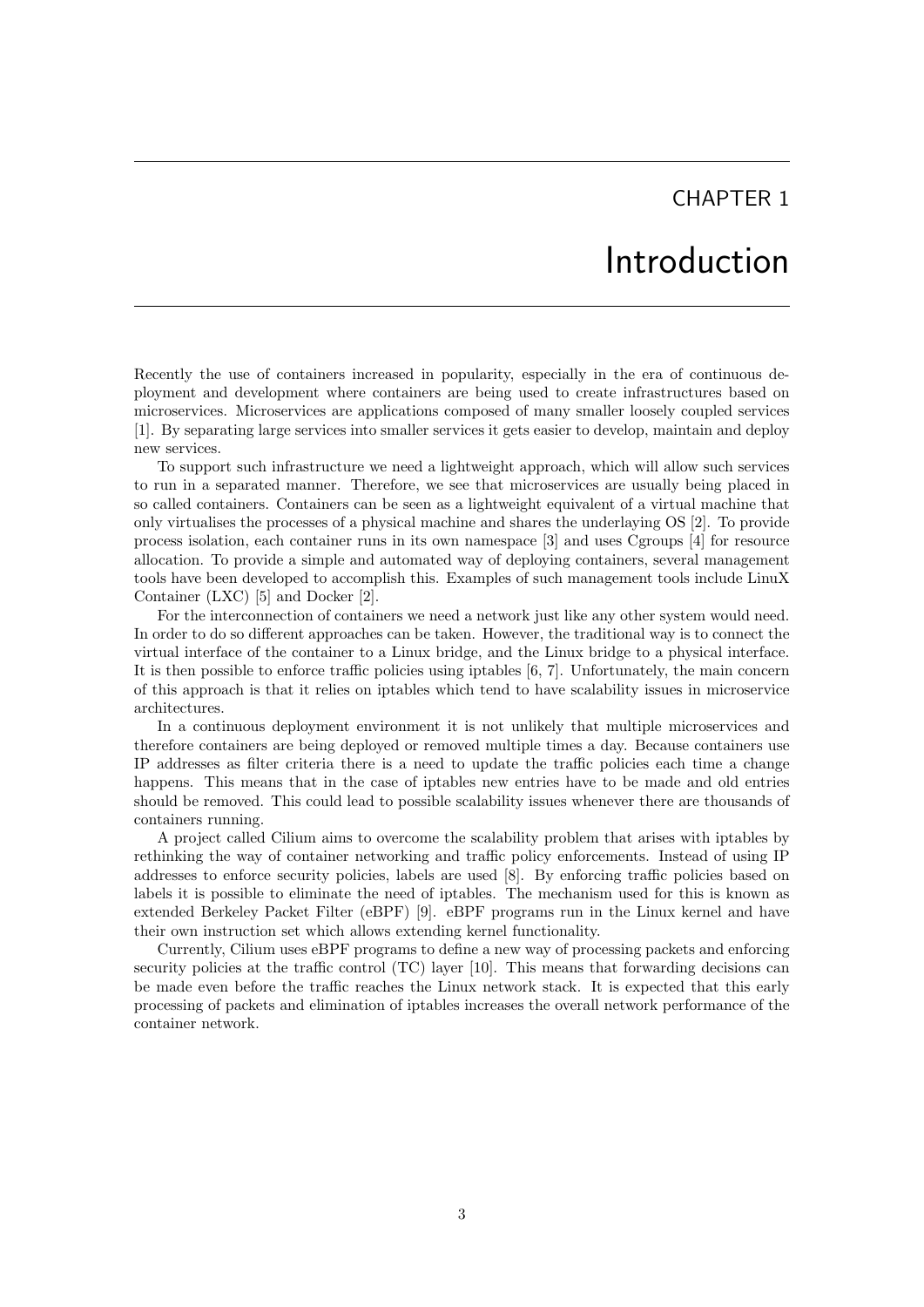# CHAPTER 1

# Introduction

Recently the use of containers increased in popularity, especially in the era of continuous deployment and development where containers are being used to create infrastructures based on microservices. Microservices are applications composed of many smaller loosely coupled services [1]. By separating large services into smaller services it gets easier to develop, maintain and deploy new services.

To support such infrastructure we need a lightweight approach, which will allow such services to run in a separated manner. Therefore, we see that microservices are usually being placed in so called containers. Containers can be seen as a lightweight equivalent of a virtual machine that only virtualises the processes of a physical machine and shares the underlaying OS [2]. To provide process isolation, each container runs in its own namespace [3] and uses Cgroups [4] for resource allocation. To provide a simple and automated way of deploying containers, several management tools have been developed to accomplish this. Examples of such management tools include LinuX Container (LXC) [5] and Docker [2].

For the interconnection of containers we need a network just like any other system would need. In order to do so different approaches can be taken. However, the traditional way is to connect the virtual interface of the container to a Linux bridge, and the Linux bridge to a physical interface. It is then possible to enforce traffic policies using iptables [6, 7]. Unfortunately, the main concern of this approach is that it relies on iptables which tend to have scalability issues in microservice architectures.

In a continuous deployment environment it is not unlikely that multiple microservices and therefore containers are being deployed or removed multiple times a day. Because containers use IP addresses as filter criteria there is a need to update the traffic policies each time a change happens. This means that in the case of iptables new entries have to be made and old entries should be removed. This could lead to possible scalability issues whenever there are thousands of containers running.

A project called Cilium aims to overcome the scalability problem that arises with iptables by rethinking the way of container networking and traffic policy enforcements. Instead of using IP addresses to enforce security policies, labels are used [8]. By enforcing traffic policies based on labels it is possible to eliminate the need of iptables. The mechanism used for this is known as extended Berkeley Packet Filter (eBPF) [9]. eBPF programs run in the Linux kernel and have their own instruction set which allows extending kernel functionality.

Currently, Cilium uses eBPF programs to define a new way of processing packets and enforcing security policies at the traffic control (TC) layer [10]. This means that forwarding decisions can be made even before the traffic reaches the Linux network stack. It is expected that this early processing of packets and elimination of iptables increases the overall network performance of the container network.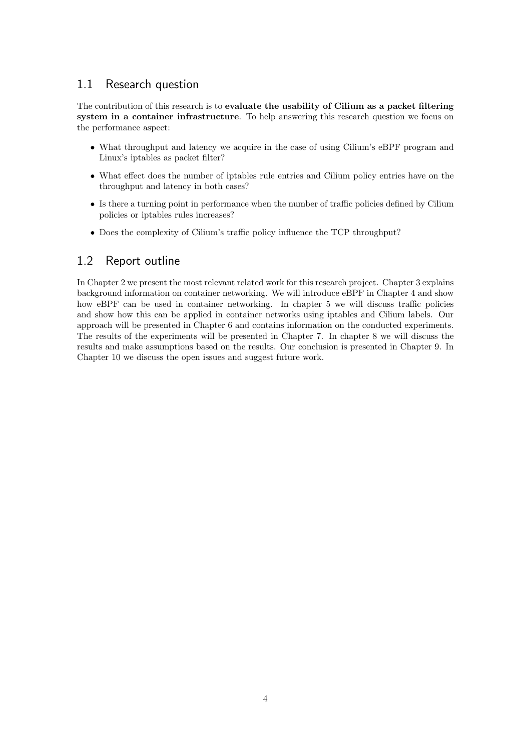## 1.1 Research question

The contribution of this research is to **evaluate the usability of Cilium as a packet filtering system in a container infrastructure**. To help answering this research question we focus on the performance aspect:

- What throughput and latency we acquire in the case of using Cilium's eBPF program and Linux's iptables as packet filter?
- What effect does the number of iptables rule entries and Cilium policy entries have on the throughput and latency in both cases?
- Is there a turning point in performance when the number of traffic policies defined by Cilium policies or iptables rules increases?
- Does the complexity of Cilium's traffic policy influence the TCP throughput?

## 1.2 Report outline

In Chapter 2 we present the most relevant related work for this research project. Chapter 3 explains background information on container networking. We will introduce eBPF in Chapter 4 and show how eBPF can be used in container networking. In chapter 5 we will discuss traffic policies and show how this can be applied in container networks using iptables and Cilium labels. Our approach will be presented in Chapter 6 and contains information on the conducted experiments. The results of the experiments will be presented in Chapter 7. In chapter 8 we will discuss the results and make assumptions based on the results. Our conclusion is presented in Chapter 9. In Chapter 10 we discuss the open issues and suggest future work.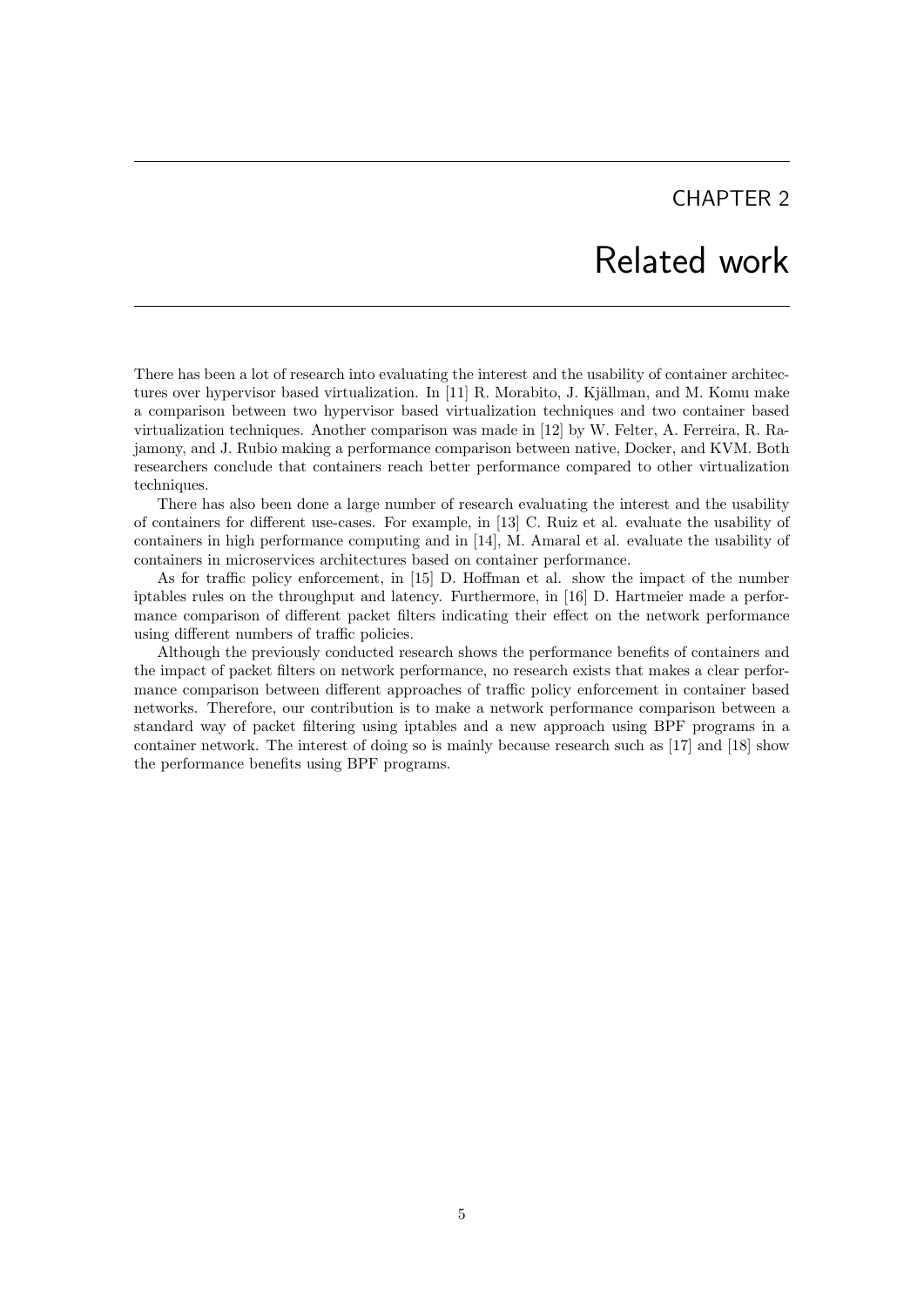# CHAPTER 2

# Related work

There has been a lot of research into evaluating the interest and the usability of container architectures over hypervisor based virtualization. In [11] R. Morabito, J. Kjällman, and M. Komu make a comparison between two hypervisor based virtualization techniques and two container based virtualization techniques. Another comparison was made in [12] by W. Felter, A. Ferreira, R. Rajamony, and J. Rubio making a performance comparison between native, Docker, and KVM. Both researchers conclude that containers reach better performance compared to other virtualization techniques.

There has also been done a large number of research evaluating the interest and the usability of containers for different use-cases. For example, in [13] C. Ruiz et al. evaluate the usability of containers in high performance computing and in [14], M. Amaral et al. evaluate the usability of containers in microservices architectures based on container performance.

As for traffic policy enforcement, in [15] D. Hoffman et al. show the impact of the number iptables rules on the throughput and latency. Furthermore, in [16] D. Hartmeier made a performance comparison of different packet filters indicating their effect on the network performance using different numbers of traffic policies.

Although the previously conducted research shows the performance benefits of containers and the impact of packet filters on network performance, no research exists that makes a clear performance comparison between different approaches of traffic policy enforcement in container based networks. Therefore, our contribution is to make a network performance comparison between a standard way of packet filtering using iptables and a new approach using BPF programs in a container network. The interest of doing so is mainly because research such as [17] and [18] show the performance benefits using BPF programs.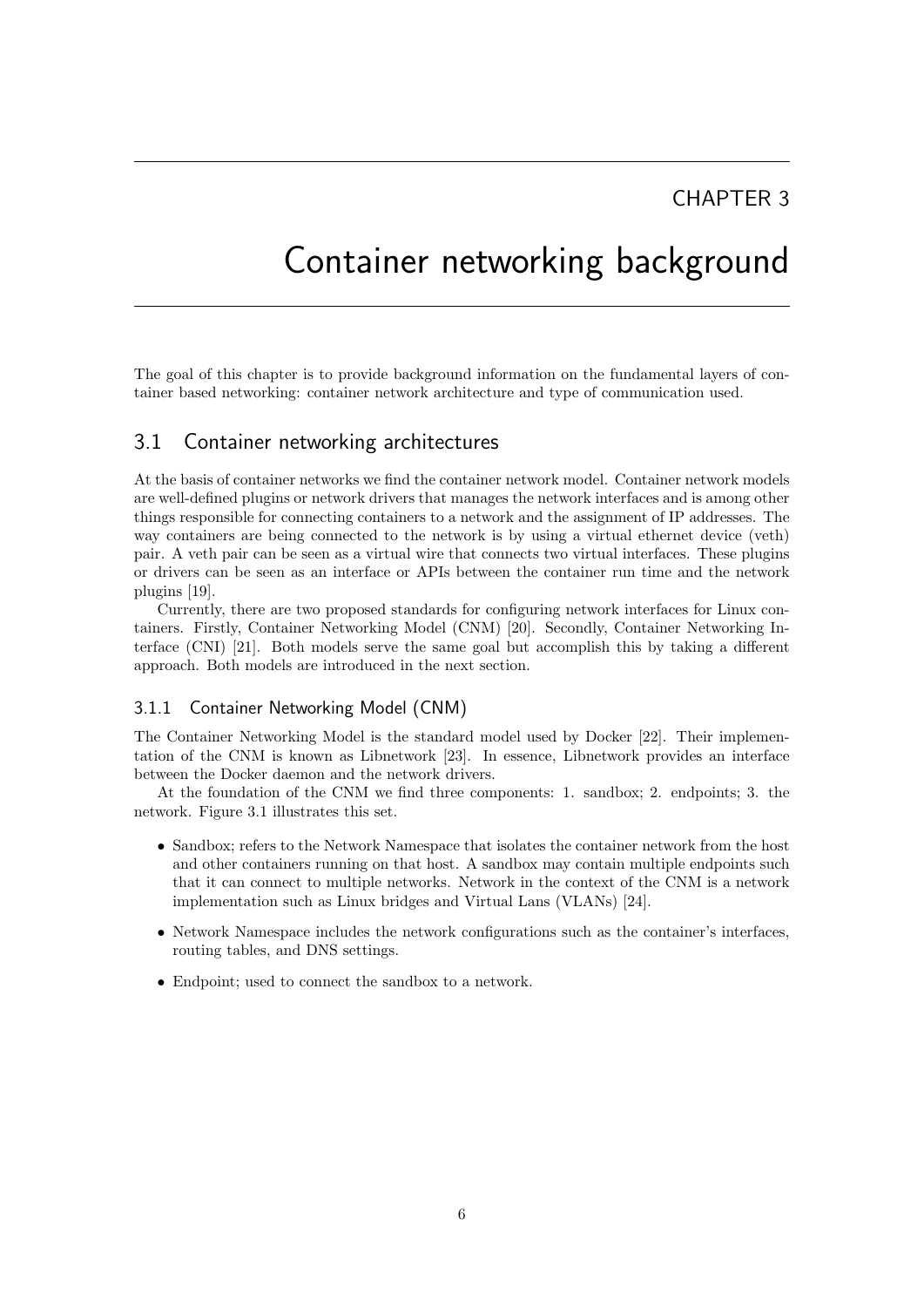# CHAPTER 3

# Container networking background

The goal of this chapter is to provide background information on the fundamental layers of container based networking: container network architecture and type of communication used.

## 3.1 Container networking architectures

At the basis of container networks we find the container network model. Container network models are well-defined plugins or network drivers that manages the network interfaces and is among other things responsible for connecting containers to a network and the assignment of IP addresses. The way containers are being connected to the network is by using a virtual ethernet device (veth) pair. A veth pair can be seen as a virtual wire that connects two virtual interfaces. These plugins or drivers can be seen as an interface or APIs between the container run time and the network plugins [19].

Currently, there are two proposed standards for configuring network interfaces for Linux containers. Firstly, Container Networking Model (CNM) [20]. Secondly, Container Networking Interface (CNI) [21]. Both models serve the same goal but accomplish this by taking a different approach. Both models are introduced in the next section.

### 3.1.1 Container Networking Model (CNM)

The Container Networking Model is the standard model used by Docker [22]. Their implementation of the CNM is known as Libnetwork [23]. In essence, Libnetwork provides an interface between the Docker daemon and the network drivers.

At the foundation of the CNM we find three components: 1. sandbox; 2. endpoints; 3. the network. Figure 3.1 illustrates this set.

- Sandbox; refers to the Network Namespace that isolates the container network from the host and other containers running on that host. A sandbox may contain multiple endpoints such that it can connect to multiple networks. Network in the context of the CNM is a network implementation such as Linux bridges and Virtual Lans (VLANs) [24].
- Network Namespace includes the network configurations such as the container's interfaces, routing tables, and DNS settings.
- Endpoint; used to connect the sandbox to a network.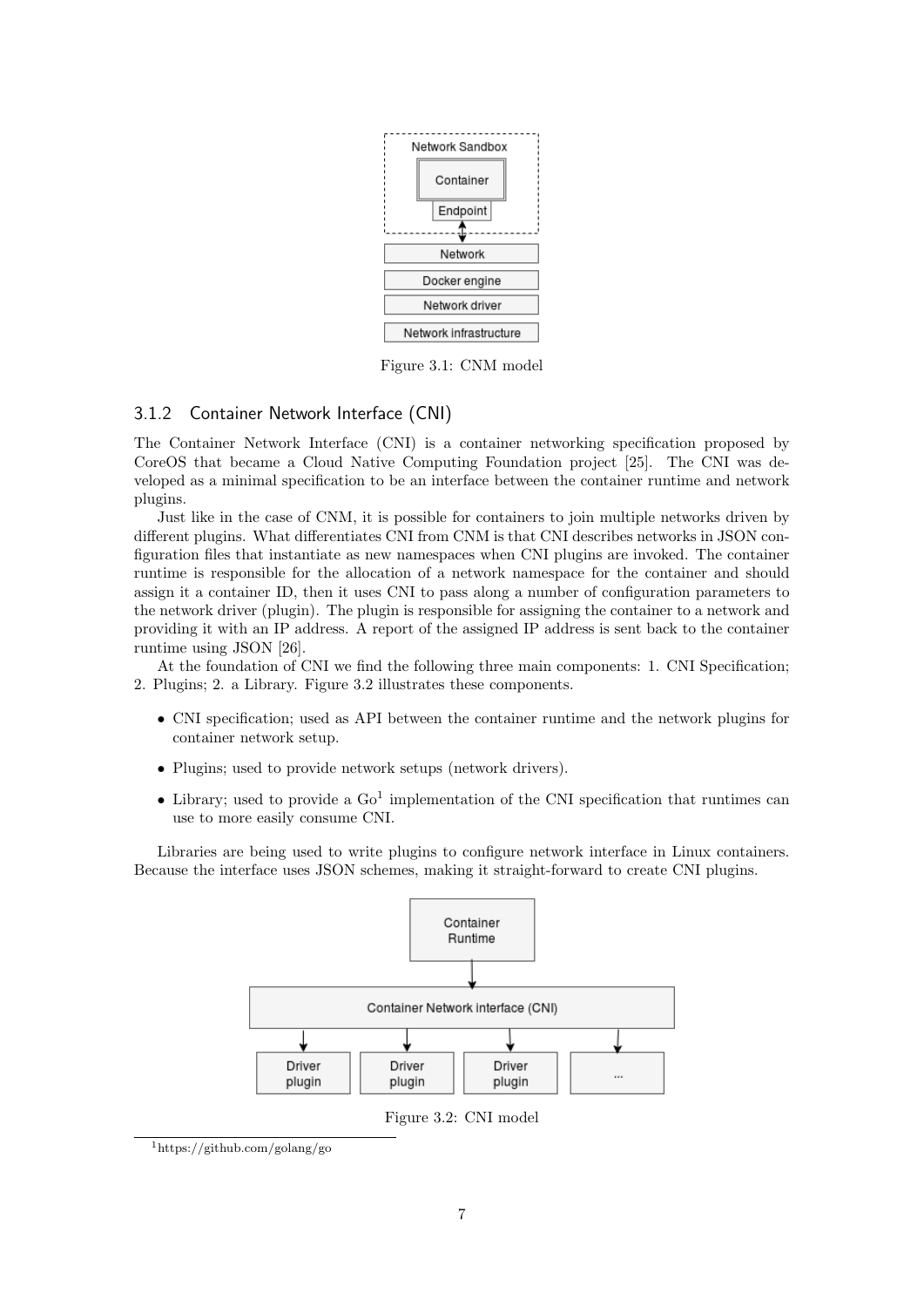Figure 3.1: CNM model

### 3.1.2 Container Network Interface (CNI)

The Container Network Interface (CNI) is a container networking specification proposed by CoreOS that became a Cloud Native Computing Foundation project [25]. The CNI was developed as a minimal specification to be an interface between the container runtime and network plugins.

Just like in the case of CNM, it is possible for containers to join multiple networks driven by different plugins. What differentiates CNI from CNM is that CNI describes networks in JSON configuration files that instantiate as new namespaces when CNI plugins are invoked. The container runtime is responsible for the allocation of a network namespace for the container and should assign it a container ID, then it uses CNI to pass along a number of configuration parameters to the network driver (plugin). The plugin is responsible for assigning the container to a network and providing it with an IP address. A report of the assigned IP address is sent back to the container runtime using JSON [26].

At the foundation of CNI we find the following three main components: 1. CNI Specification; 2. Plugins; 2. a Library. Figure 3.2 illustrates these components.

- CNI specification; used as API between the container runtime and the network plugins for container network setup.
- Plugins; used to provide network setups (network drivers).
- Library; used to provide a Go[1] implementation of the CNI specification that runtimes can use to more easily consume CNI.

Libraries are being used to write plugins to configure network interface in Linux containers. Because the interface uses JSON schemes, making it straight-forward to create CNI plugins.

Figure 3.2: CNI model

[1] https://github.com/golang/go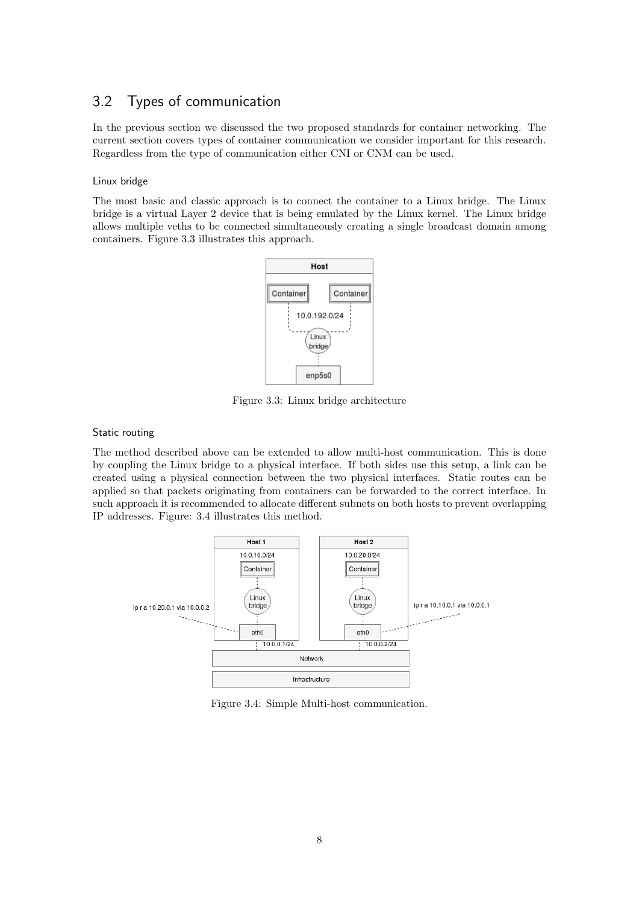## 3.2 Types of communication

In the previous section we discussed the two proposed standards for container networking. The current section covers types of container communication we consider important for this research. Regardless from the type of communication either CNI or CNM can be used.

#### Linux bridge

The most basic and classic approach is to connect the container to a Linux bridge. The Linux bridge is a virtual Layer 2 device that is being emulated by the Linux kernel. The Linux bridge allows multiple veths to be connected simultaneously creating a single broadcast domain among containers. Figure 3.3 illustrates this approach.

Figure 3.3: Linux bridge architecture

#### Static routing

The method described above can be extended to allow multi-host communication. This is done by coupling the Linux bridge to a physical interface. If both sides use this setup, a link can be created using a physical connection between the two physical interfaces. Static routes can be applied so that packets originating from containers can be forwarded to the correct interface. In such approach it is recommended to allocate different subnets on both hosts to prevent overlapping IP addresses. Figure: 3.4 illustrates this method.

Figure 3.4: Simple Multi-host communication.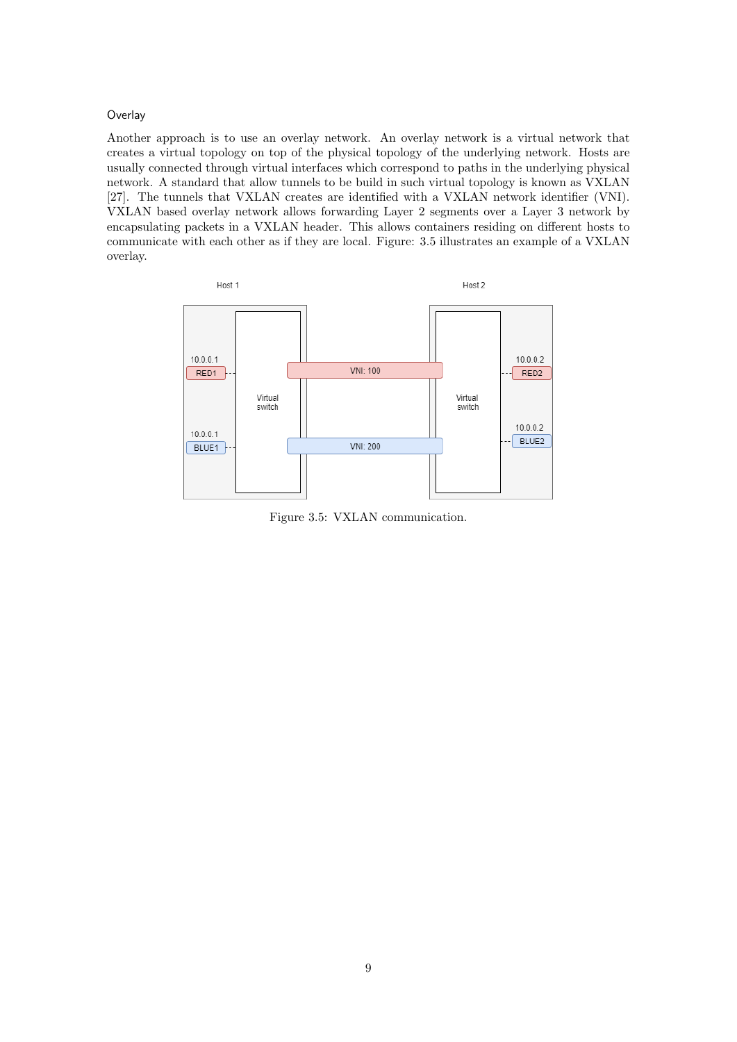### Overlay

Another approach is to use an overlay network. An overlay network is a virtual network that creates a virtual topology on top of the physical topology of the underlying network. Hosts are usually connected through virtual interfaces which correspond to paths in the underlying physical network. A standard that allow tunnels to be build in such virtual topology is known as VXLAN [27]. The tunnels that VXLAN creates are identified with a VXLAN network identifier (VNI). VXLAN based overlay network allows forwarding Layer 2 segments over a Layer 3 network by encapsulating packets in a VXLAN header. This allows containers residing on different hosts to communicate with each other as if they are local. Figure: 3.5 illustrates an example of a VXLAN overlay.

Figure 3.5: VXLAN communication.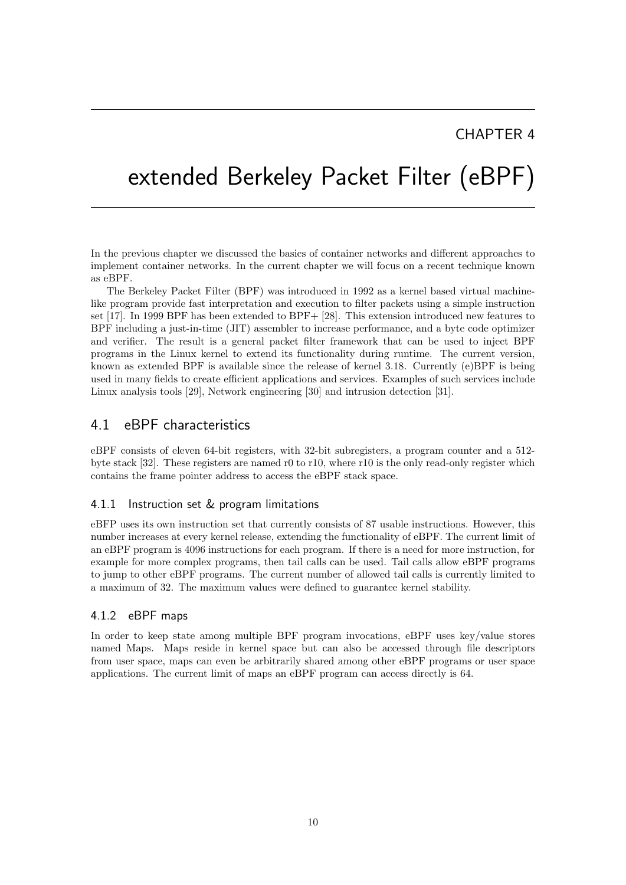# CHAPTER 4

# extended Berkeley Packet Filter (eBPF)

In the previous chapter we discussed the basics of container networks and different approaches to implement container networks. In the current chapter we will focus on a recent technique known as eBPF.

The Berkeley Packet Filter (BPF) was introduced in 1992 as a kernel based virtual machine-like program provide fast interpretation and execution to filter packets using a simple instruction set [17]. In 1999 BPF has been extended to BPF+ [28]. This extension introduced new features to BPF including a just-in-time (JIT) assembler to increase performance, and a byte code optimizer and verifier. The result is a general packet filter framework that can be used to inject BPF programs in the Linux kernel to extend its functionality during runtime. The current version, known as extended BPF is available since the release of kernel 3.18. Currently (e)BPF is being used in many fields to create efficient applications and services. Examples of such services include Linux analysis tools [29], Network engineering [30] and intrusion detection [31].

## 4.1 eBPF characteristics

eBPF consists of eleven 64-bit registers, with 32-bit subregisters, a program counter and a 512-byte stack [32]. These registers are named r0 to r10, where r10 is the only read-only register which contains the frame pointer address to access the eBPF stack space.

### 4.1.1 Instruction set & program limitations

eBFP uses its own instruction set that currently consists of 87 usable instructions. However, this number increases at every kernel release, extending the functionality of eBPF. The current limit of an eBPF program is 4096 instructions for each program. If there is a need for more instruction, for example for more complex programs, then tail calls can be used. Tail calls allow eBPF programs to jump to other eBPF programs. The current number of allowed tail calls is currently limited to a maximum of 32. The maximum values were defined to guarantee kernel stability.

### 4.1.2 eBPF maps

In order to keep state among multiple BPF program invocations, eBPF uses key/value stores named Maps. Maps reside in kernel space but can also be accessed through file descriptors from user space, maps can even be arbitrarily shared among other eBPF programs or user space applications. The current limit of maps an eBPF program can access directly is 64.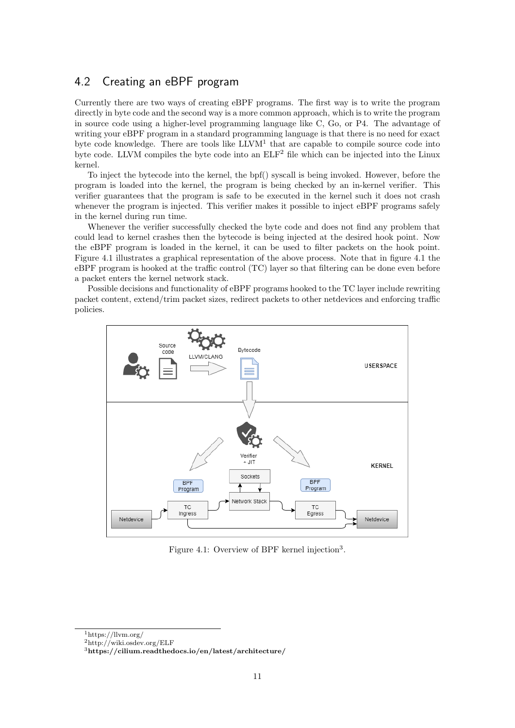## 4.2 Creating an eBPF program

Currently there are two ways of creating eBPF programs. The first way is to write the program directly in byte code and the second way is a more common approach, which is to write the program in source code using a higher-level programming language like C, Go, or P4. The advantage of writing your eBPF program in a standard programming language is that there is no need for exact byte code knowledge. There are tools like LLVM[1] that are capable to compile source code into byte code. LLVM compiles the byte code into an ELF[2] file which can be injected into the Linux kernel.

To inject the bytecode into the kernel, the bpf() syscall is being invoked. However, before the program is loaded into the kernel, the program is being checked by an in-kernel verifier. This verifier guarantees that the program is safe to be executed in the kernel such it does not crash whenever the program is injected. This verifier makes it possible to inject eBPF programs safely in the kernel during run time.

Whenever the verifier successfully checked the byte code and does not find any problem that could lead to kernel crashes then the bytecode is being injected at the desired hook point. Now the eBPF program is loaded in the kernel, it can be used to filter packets on the hook point. Figure 4.1 illustrates a graphical representation of the above process. Note that in figure 4.1 the eBPF program is hooked at the traffic control (TC) layer so that filtering can be done even before a packet enters the kernel network stack.

Possible decisions and functionality of eBPF programs hooked to the TC layer include rewriting packet content, extend/trim packet sizes, redirect packets to other netdevices and enforcing traffic policies.

Figure 4.1: Overview of BPF kernel injection[3].

[1] https://llvm.org/

[2] http://wiki.osdev.org/ELF

[3] **https://cilium.readthedocs.io/en/latest/architecture/**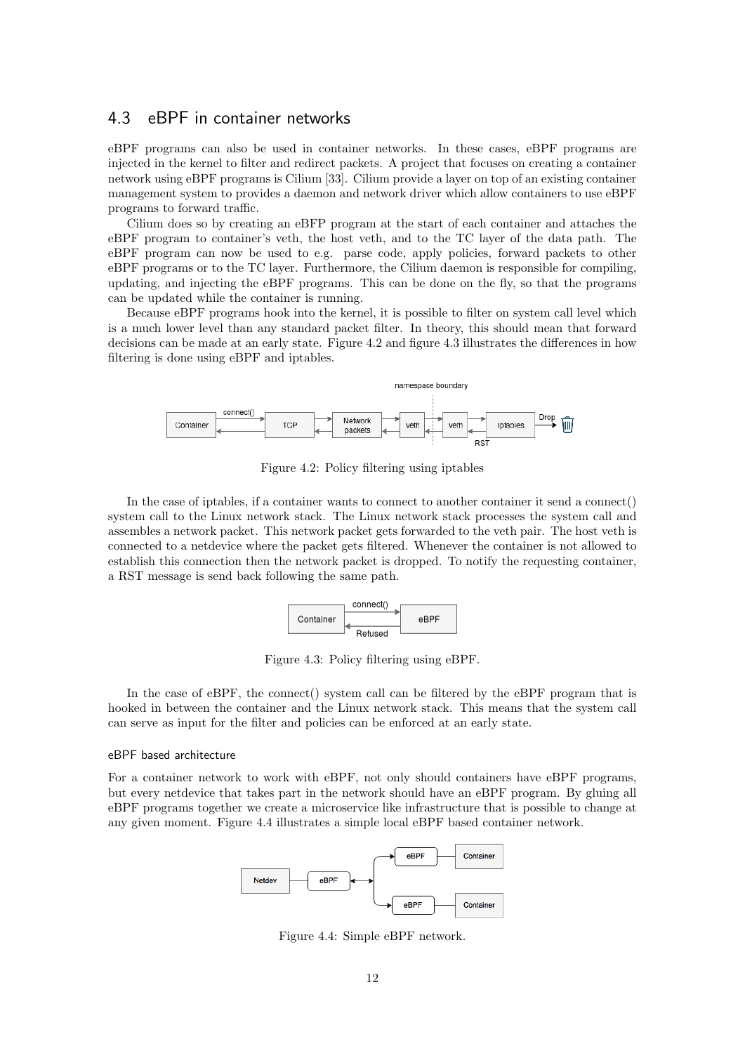## 4.3 eBPF in container networks

eBPF programs can also be used in container networks. In these cases, eBPF programs are injected in the kernel to filter and redirect packets. A project that focuses on creating a container network using eBPF programs is Cilium [33]. Cilium provide a layer on top of an existing container management system to provides a daemon and network driver which allow containers to use eBPF programs to forward traffic.

Cilium does so by creating an eBFP program at the start of each container and attaches the eBPF program to container's veth, the host veth, and to the TC layer of the data path. The eBPF program can now be used to e.g. parse code, apply policies, forward packets to other eBPF programs or to the TC layer. Furthermore, the Cilium daemon is responsible for compiling, updating, and injecting the eBPF programs. This can be done on the fly, so that the programs can be updated while the container is running.

Because eBPF programs hook into the kernel, it is possible to filter on system call level which is a much lower level than any standard packet filter. In theory, this should mean that forward decisions can be made at an early state. Figure 4.2 and figure 4.3 illustrates the differences in how filtering is done using eBPF and iptables.

Figure 4.2: Policy filtering using iptables

In the case of iptables, if a container wants to connect to another container it send a connect() system call to the Linux network stack. The Linux network stack processes the system call and assembles a network packet. This network packet gets forwarded to the veth pair. The host veth is connected to a netdevice where the packet gets filtered. Whenever the container is not allowed to establish this connection then the network packet is dropped. To notify the requesting container, a RST message is send back following the same path.

Figure 4.3: Policy filtering using eBPF.

In the case of eBPF, the connect() system call can be filtered by the eBPF program that is hooked in between the container and the Linux network stack. This means that the system call can serve as input for the filter and policies can be enforced at an early state.

#### eBPF based architecture

For a container network to work with eBPF, not only should containers have eBPF programs, but every netdevice that takes part in the network should have an eBPF program. By gluing all eBPF programs together we create a microservice like infrastructure that is possible to change at any given moment. Figure 4.4 illustrates a simple local eBPF based container network.

Figure 4.4: Simple eBPF network.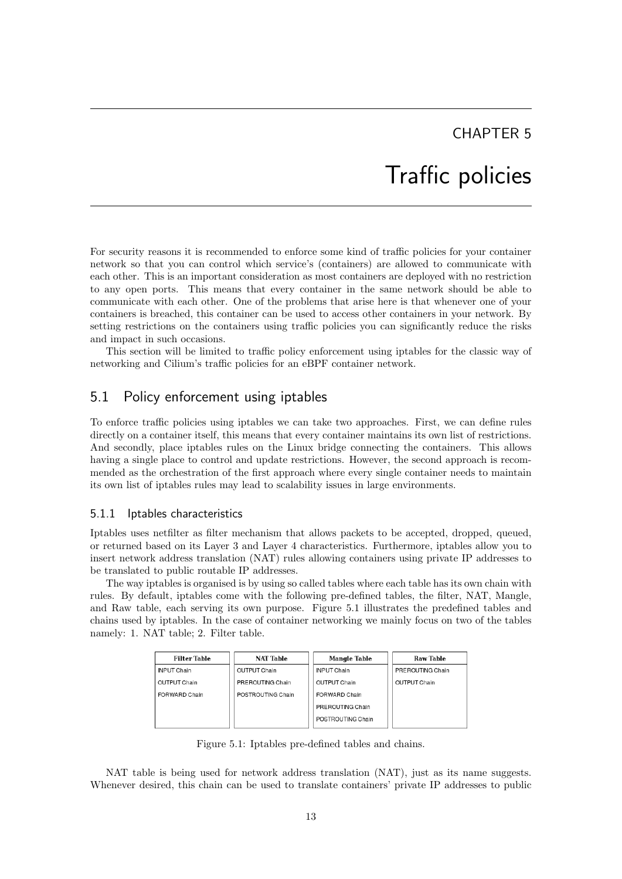# CHAPTER 5

# Traffic policies

For security reasons it is recommended to enforce some kind of traffic policies for your container network so that you can control which service's (containers) are allowed to communicate with each other. This is an important consideration as most containers are deployed with no restriction to any open ports. This means that every container in the same network should be able to communicate with each other. One of the problems that arise here is that whenever one of your containers is breached, this container can be used to access other containers in your network. By setting restrictions on the containers using traffic policies you can significantly reduce the risks and impact in such occasions.

This section will be limited to traffic policy enforcement using iptables for the classic way of networking and Cilium's traffic policies for an eBPF container network.

## 5.1 Policy enforcement using iptables

To enforce traffic policies using iptables we can take two approaches. First, we can define rules directly on a container itself, this means that every container maintains its own list of restrictions. And secondly, place iptables rules on the Linux bridge connecting the containers. This allows having a single place to control and update restrictions. However, the second approach is recommended as the orchestration of the first approach where every single container needs to maintain its own list of iptables rules may lead to scalability issues in large environments.

### 5.1.1 Iptables characteristics

Iptables uses netfilter as filter mechanism that allows packets to be accepted, dropped, queued, or returned based on its Layer 3 and Layer 4 characteristics. Furthermore, iptables allow you to insert network address translation (NAT) rules allowing containers using private IP addresses to be translated to public routable IP addresses.

The way iptables is organised is by using so called tables where each table has its own chain with rules. By default, iptables come with the following pre-defined tables, the filter, NAT, Mangle, and Raw table, each serving its own purpose. Figure 5.1 illustrates the predefined tables and chains used by iptables. In the case of container networking we mainly focus on two of the tables namely: 1. NAT table; 2. Filter table.

| Filter Table | NAT Table | Mangle Table | Raw Table |
|---|---|---|---|
| INPUT Chain | OUTPUT Chain | INPUT Chain | PREROUTING Chain |
| OUTPUT Chain | PREROUTING Chain | OUTPUT Chain | OUTPUT Chain |
| FORWARD Chain | POSTROUTING Chain | FORWARD Chain | |
| | | PREROUTING Chain | |
| | | POSTROUTING Chain | |

Figure 5.1: Iptables pre-defined tables and chains.

NAT table is being used for network address translation (NAT), just as its name suggests. Whenever desired, this chain can be used to translate containers' private IP addresses to public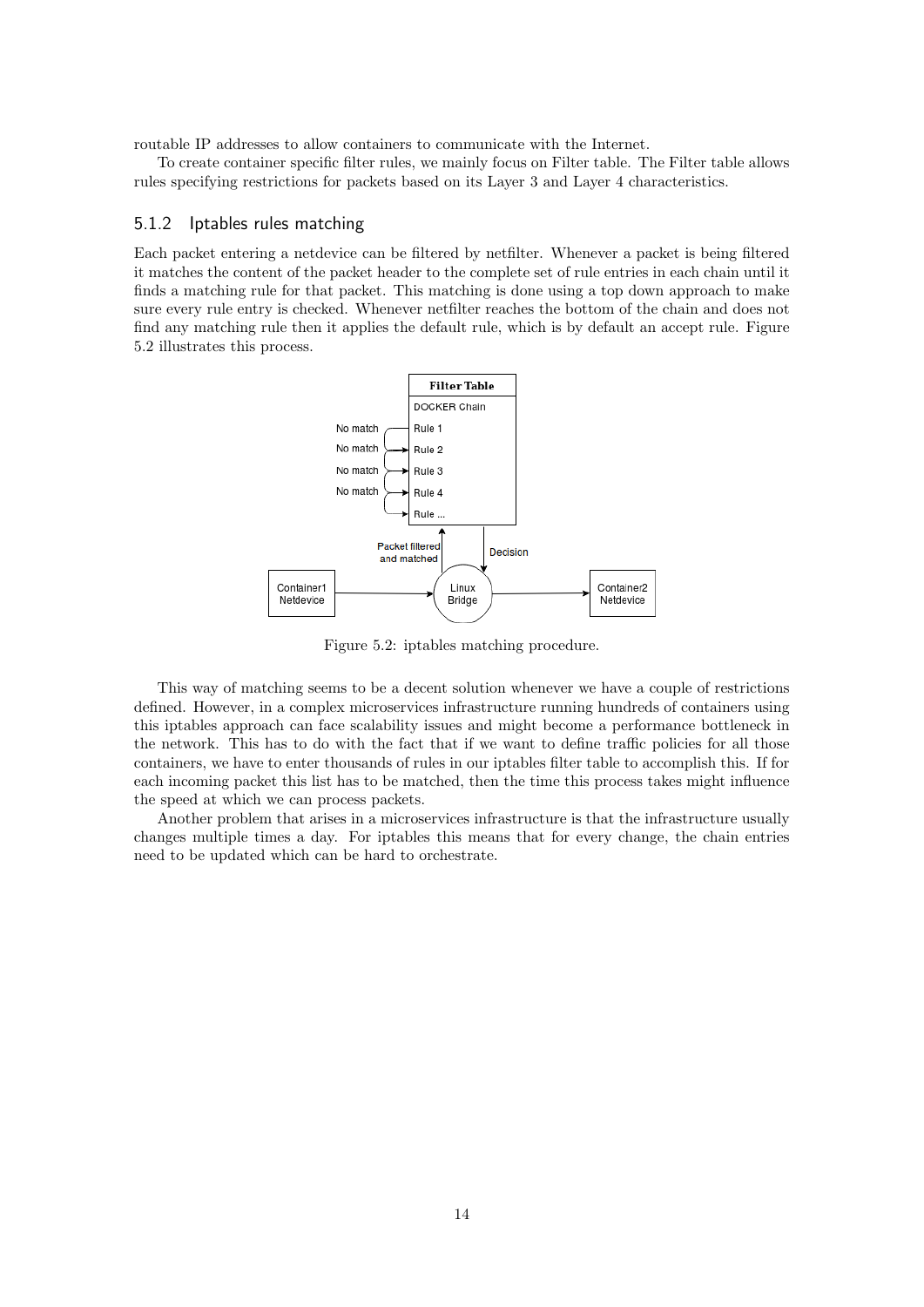routable IP addresses to allow containers to communicate with the Internet.

To create container specific filter rules, we mainly focus on Filter table. The Filter table allows rules specifying restrictions for packets based on its Layer 3 and Layer 4 characteristics.

### 5.1.2 Iptables rules matching

Each packet entering a netdevice can be filtered by netfilter. Whenever a packet is being filtered it matches the content of the packet header to the complete set of rule entries in each chain until it finds a matching rule for that packet. This matching is done using a top down approach to make sure every rule entry is checked. Whenever netfilter reaches the bottom of the chain and does not find any matching rule then it applies the default rule, which is by default an accept rule. Figure 5.2 illustrates this process.

Figure 5.2: iptables matching procedure.

This way of matching seems to be a decent solution whenever we have a couple of restrictions defined. However, in a complex microservices infrastructure running hundreds of containers using this iptables approach can face scalability issues and might become a performance bottleneck in the network. This has to do with the fact that if we want to define traffic policies for all those containers, we have to enter thousands of rules in our iptables filter table to accomplish this. If for each incoming packet this list has to be matched, then the time this process takes might influence the speed at which we can process packets.

Another problem that arises in a microservices infrastructure is that the infrastructure usually changes multiple times a day. For iptables this means that for every change, the chain entries need to be updated which can be hard to orchestrate.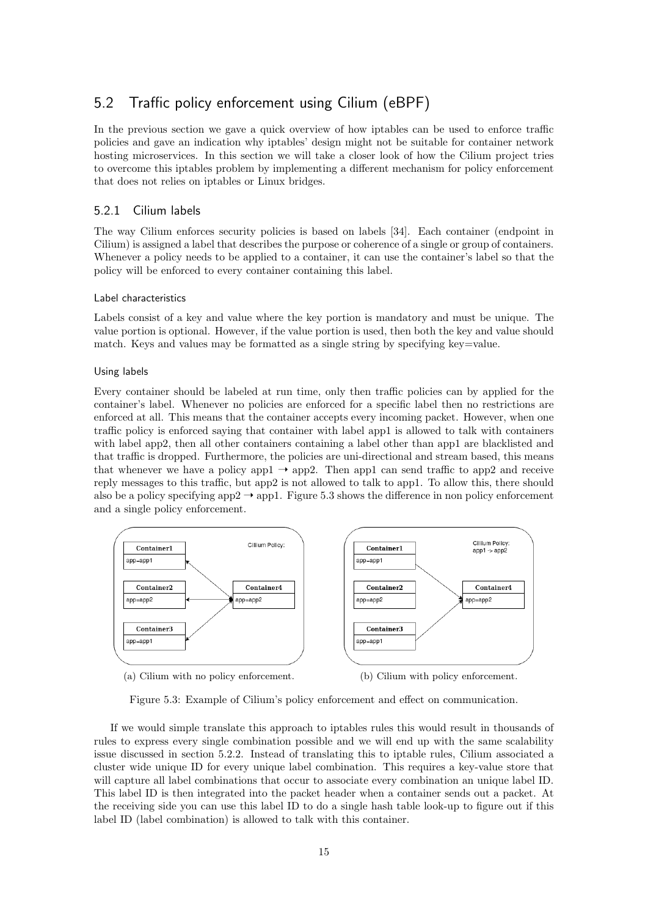## 5.2 Traffic policy enforcement using Cilium (eBPF)

In the previous section we gave a quick overview of how iptables can be used to enforce traffic policies and gave an indication why iptables' design might not be suitable for container network hosting microservices. In this section we will take a closer look of how the Cilium project tries to overcome this iptables problem by implementing a different mechanism for policy enforcement that does not relies on iptables or Linux bridges.

### 5.2.1 Cilium labels

The way Cilium enforces security policies is based on labels [34]. Each container (endpoint in Cilium) is assigned a label that describes the purpose or coherence of a single or group of containers. Whenever a policy needs to be applied to a container, it can use the container's label so that the policy will be enforced to every container containing this label.

#### Label characteristics

Labels consist of a key and value where the key portion is mandatory and must be unique. The value portion is optional. However, if the value portion is used, then both the key and value should match. Keys and values may be formatted as a single string by specifying key=value.

#### Using labels

Every container should be labeled at run time, only then traffic policies can by applied for the container's label. Whenever no policies are enforced for a specific label then no restrictions are enforced at all. This means that the container accepts every incoming packet. However, when one traffic policy is enforced saying that container with label app1 is allowed to talk with containers with label app2, then all other containers containing a label other than app1 are blacklisted and that traffic is dropped. Furthermore, the policies are uni-directional and stream based, this means that whenever we have a policy app1 → app2. Then app1 can send traffic to app2 and receive reply messages to this traffic, but app2 is not allowed to talk to app1. To allow this, there should also be a policy specifying app2 → app1. Figure 5.3 shows the difference in non policy enforcement and a single policy enforcement.

(a) Cilium with no policy enforcement.

(b) Cilium with policy enforcement.

Figure 5.3: Example of Cilium's policy enforcement and effect on communication.

If we would simple translate this approach to iptables rules this would result in thousands of rules to express every single combination possible and we will end up with the same scalability issue discussed in section 5.2.2. Instead of translating this to iptable rules, Cilium associated a cluster wide unique ID for every unique label combination. This requires a key-value store that will capture all label combinations that occur to associate every combination an unique label ID. This label ID is then integrated into the packet header when a container sends out a packet. At the receiving side you can use this label ID to do a single hash table look-up to figure out if this label ID (label combination) is allowed to talk with this container.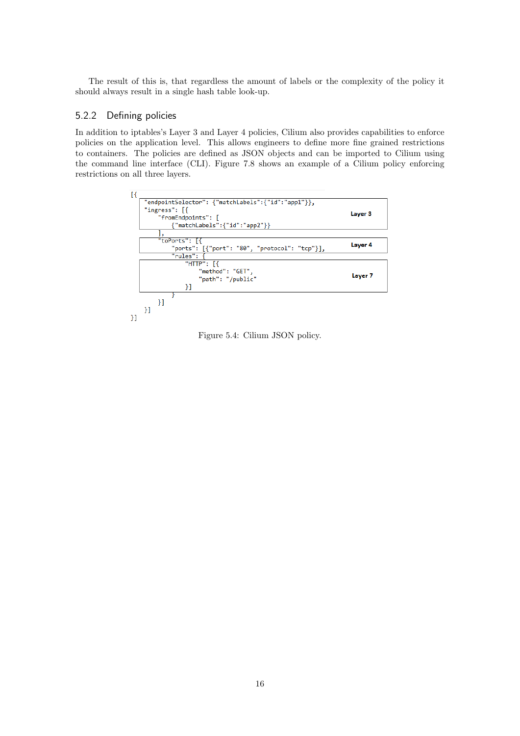The result of this is, that regardless the amount of labels or the complexity of the policy it should always result in a single hash table look-up.

### 5.2.2 Defining policies

In addition to iptables's Layer 3 and Layer 4 policies, Cilium also provides capabilities to enforce policies on the application level. This allows engineers to define more fine grained restrictions to containers. The policies are defined as JSON objects and can be imported to Cilium using the command line interface (CLI). Figure 7.8 shows an example of a Cilium policy enforcing restrictions on all three layers.

```
[{
    "endpointSelector": {"matchLabels":{"id":"app1"}},        Layer 3
    "ingress": [{
        "fromEndpoints": [
            {"matchLabels":{"id":"app2"}}
        ],
        "toPorts": [{                                         Layer 4
            "ports": [{"port": "80", "protocol": "tcp"}],
            "rules": {
                "HTTP": [{                                    Layer 7
                    "method": "GET",
                    "path": "/public"
                }]
            }
        }]
    }]
}]
```

Figure 5.4: Cilium JSON policy.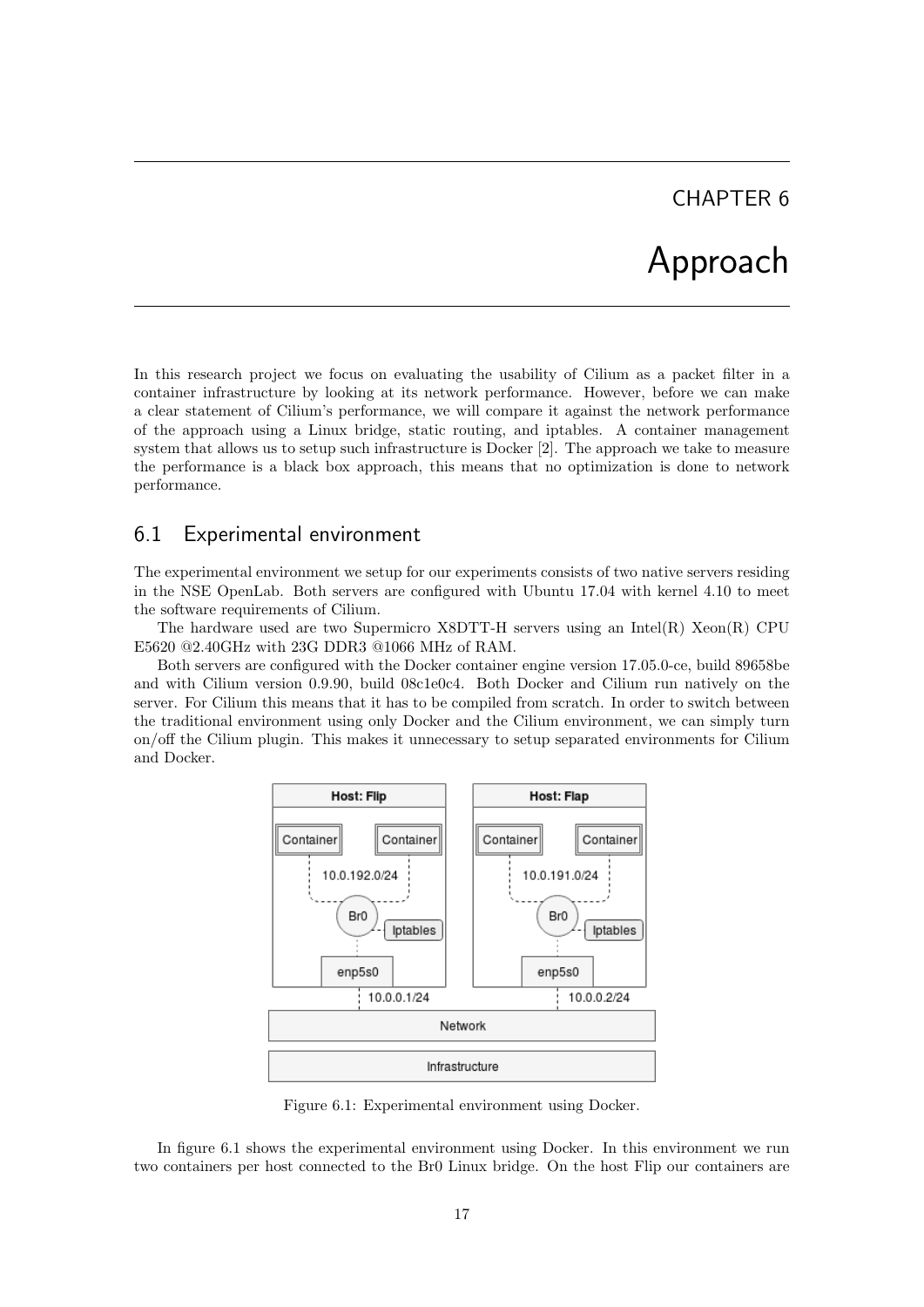# CHAPTER 6

# Approach

In this research project we focus on evaluating the usability of Cilium as a packet filter in a container infrastructure by looking at its network performance. However, before we can make a clear statement of Cilium's performance, we will compare it against the network performance of the approach using a Linux bridge, static routing, and iptables. A container management system that allows us to setup such infrastructure is Docker [2]. The approach we take to measure the performance is a black box approach, this means that no optimization is done to network performance.

## 6.1 Experimental environment

The experimental environment we setup for our experiments consists of two native servers residing in the NSE OpenLab. Both servers are configured with Ubuntu 17.04 with kernel 4.10 to meet the software requirements of Cilium.

The hardware used are two Supermicro X8DTT-H servers using an Intel(R) Xeon(R) CPU E5620 @2.40GHz with 23G DDR3 @1066 MHz of RAM.

Both servers are configured with the Docker container engine version 17.05.0-ce, build 89658be and with Cilium version 0.9.90, build 08c1e0c4. Both Docker and Cilium run natively on the server. For Cilium this means that it has to be compiled from scratch. In order to switch between the traditional environment using only Docker and the Cilium environment, we can simply turn on/off the Cilium plugin. This makes it unnecessary to setup separated environments for Cilium and Docker.

Figure 6.1: Experimental environment using Docker.

In figure 6.1 shows the experimental environment using Docker. In this environment we run two containers per host connected to the Br0 Linux bridge. On the host Flip our containers are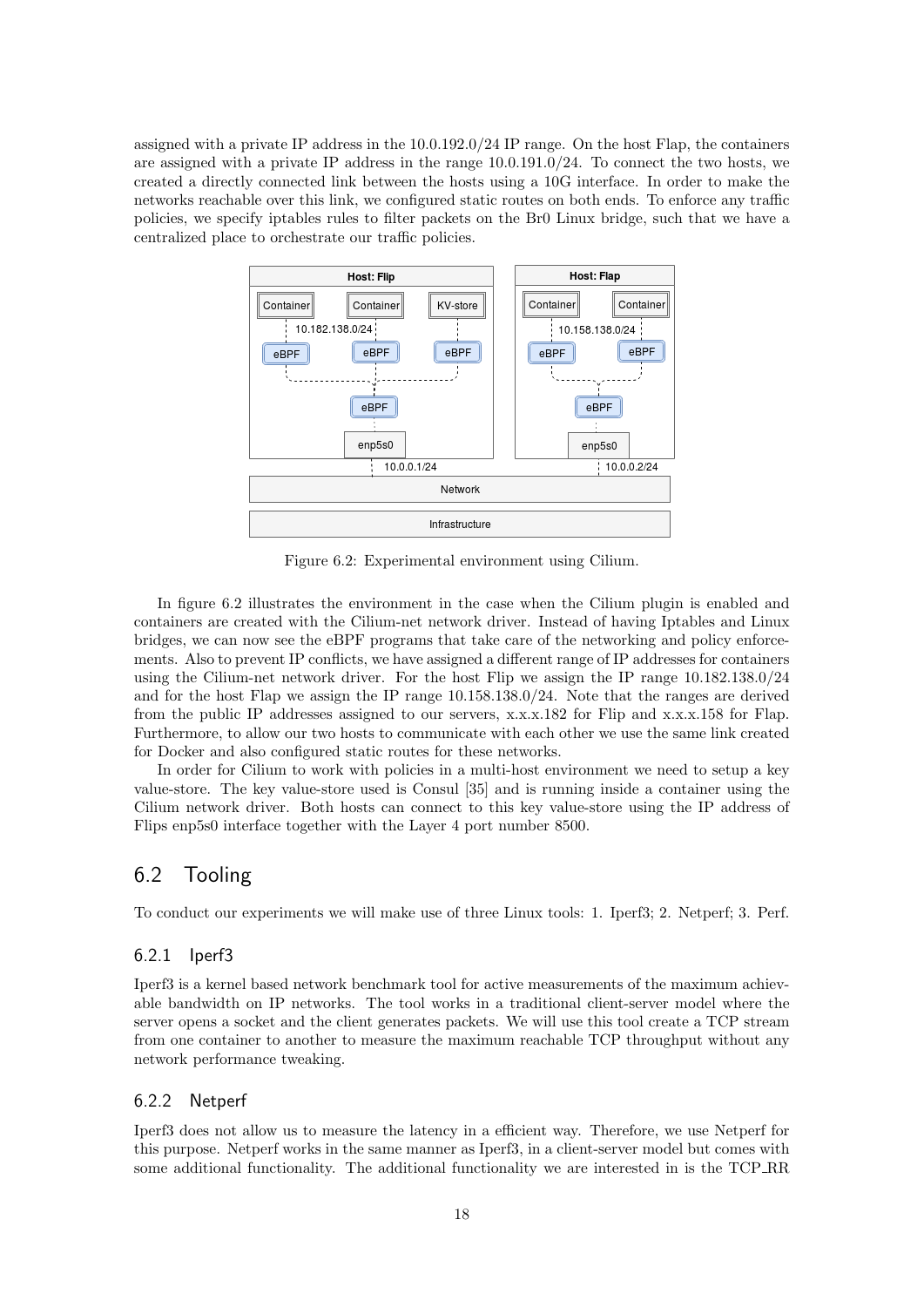assigned with a private IP address in the 10.0.192.0/24 IP range. On the host Flap, the containers are assigned with a private IP address in the range 10.0.191.0/24. To connect the two hosts, we created a directly connected link between the hosts using a 10G interface. In order to make the networks reachable over this link, we configured static routes on both ends. To enforce any traffic policies, we specify iptables rules to filter packets on the Br0 Linux bridge, such that we have a centralized place to orchestrate our traffic policies.

Figure 6.2: Experimental environment using Cilium.

In figure 6.2 illustrates the environment in the case when the Cilium plugin is enabled and containers are created with the Cilium-net network driver. Instead of having Iptables and Linux bridges, we can now see the eBPF programs that take care of the networking and policy enforcements. Also to prevent IP conflicts, we have assigned a different range of IP addresses for containers using the Cilium-net network driver. For the host Flip we assign the IP range 10.182.138.0/24 and for the host Flap we assign the IP range 10.158.138.0/24. Note that the ranges are derived from the public IP addresses assigned to our servers, x.x.x.182 for Flip and x.x.x.158 for Flap. Furthermore, to allow our two hosts to communicate with each other we use the same link created for Docker and also configured static routes for these networks.

In order for Cilium to work with policies in a multi-host environment we need to setup a key value-store. The key value-store used is Consul [35] and is running inside a container using the Cilium network driver. Both hosts can connect to this key value-store using the IP address of Flips enp5s0 interface together with the Layer 4 port number 8500.

## 6.2 Tooling

To conduct our experiments we will make use of three Linux tools: 1. Iperf3; 2. Netperf; 3. Perf.

### 6.2.1 Iperf3

Iperf3 is a kernel based network benchmark tool for active measurements of the maximum achievable bandwidth on IP networks. The tool works in a traditional client-server model where the server opens a socket and the client generates packets. We will use this tool create a TCP stream from one container to another to measure the maximum reachable TCP throughput without any network performance tweaking.

### 6.2.2 Netperf

Iperf3 does not allow us to measure the latency in a efficient way. Therefore, we use Netperf for this purpose. Netperf works in the same manner as Iperf3, in a client-server model but comes with some additional functionality. The additional functionality we are interested in is the TCP_RR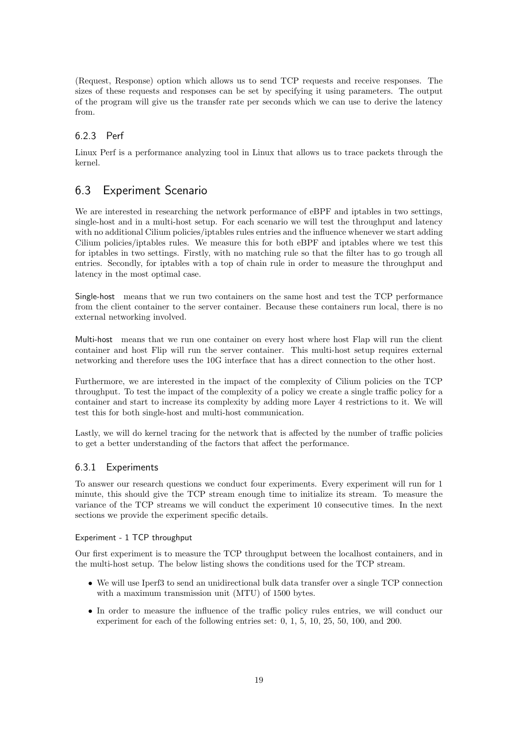(Request, Response) option which allows us to send TCP requests and receive responses. The sizes of these requests and responses can be set by specifying it using parameters. The output of the program will give us the transfer rate per seconds which we can use to derive the latency from.

### 6.2.3 Perf

Linux Perf is a performance analyzing tool in Linux that allows us to trace packets through the kernel.

## 6.3 Experiment Scenario

We are interested in researching the network performance of eBPF and iptables in two settings, single-host and in a multi-host setup. For each scenario we will test the throughput and latency with no additional Cilium policies/iptables rules entries and the influence whenever we start adding Cilium policies/iptables rules. We measure this for both eBPF and iptables where we test this for iptables in two settings. Firstly, with no matching rule so that the filter has to go trough all entries. Secondly, for iptables with a top of chain rule in order to measure the throughput and latency in the most optimal case.

Single-host means that we run two containers on the same host and test the TCP performance from the client container to the server container. Because these containers run local, there is no external networking involved.

Multi-host means that we run one container on every host where host Flap will run the client container and host Flip will run the server container. This multi-host setup requires external networking and therefore uses the 10G interface that has a direct connection to the other host.

Furthermore, we are interested in the impact of the complexity of Cilium policies on the TCP throughput. To test the impact of the complexity of a policy we create a single traffic policy for a container and start to increase its complexity by adding more Layer 4 restrictions to it. We will test this for both single-host and multi-host communication.

Lastly, we will do kernel tracing for the network that is affected by the number of traffic policies to get a better understanding of the factors that affect the performance.

### 6.3.1 Experiments

To answer our research questions we conduct four experiments. Every experiment will run for 1 minute, this should give the TCP stream enough time to initialize its stream. To measure the variance of the TCP streams we will conduct the experiment 10 consecutive times. In the next sections we provide the experiment specific details.

#### Experiment - 1 TCP throughput

Our first experiment is to measure the TCP throughput between the localhost containers, and in the multi-host setup. The below listing shows the conditions used for the TCP stream.

- We will use Iperf3 to send an unidirectional bulk data transfer over a single TCP connection with a maximum transmission unit (MTU) of 1500 bytes.
- In order to measure the influence of the traffic policy rules entries, we will conduct our experiment for each of the following entries set: 0, 1, 5, 10, 25, 50, 100, and 200.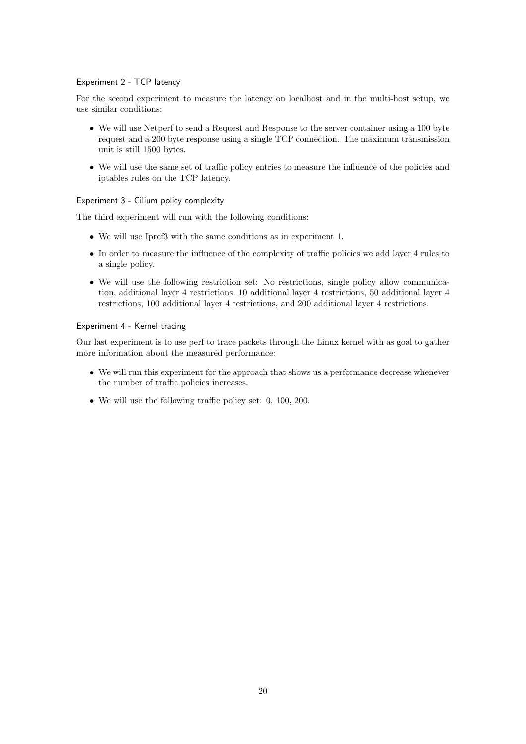#### Experiment 2 - TCP latency

For the second experiment to measure the latency on localhost and in the multi-host setup, we use similar conditions:

- We will use Netperf to send a Request and Response to the server container using a 100 byte request and a 200 byte response using a single TCP connection. The maximum transmission unit is still 1500 bytes.
- We will use the same set of traffic policy entries to measure the influence of the policies and iptables rules on the TCP latency.

#### Experiment 3 - Cilium policy complexity

The third experiment will run with the following conditions:

- We will use Ipref3 with the same conditions as in experiment 1.
- In order to measure the influence of the complexity of traffic policies we add layer 4 rules to a single policy.
- We will use the following restriction set: No restrictions, single policy allow communication, additional layer 4 restrictions, 10 additional layer 4 restrictions, 50 additional layer 4 restrictions, 100 additional layer 4 restrictions, and 200 additional layer 4 restrictions.

#### Experiment 4 - Kernel tracing

Our last experiment is to use perf to trace packets through the Linux kernel with as goal to gather more information about the measured performance:

- We will run this experiment for the approach that shows us a performance decrease whenever the number of traffic policies increases.
- We will use the following traffic policy set: 0, 100, 200.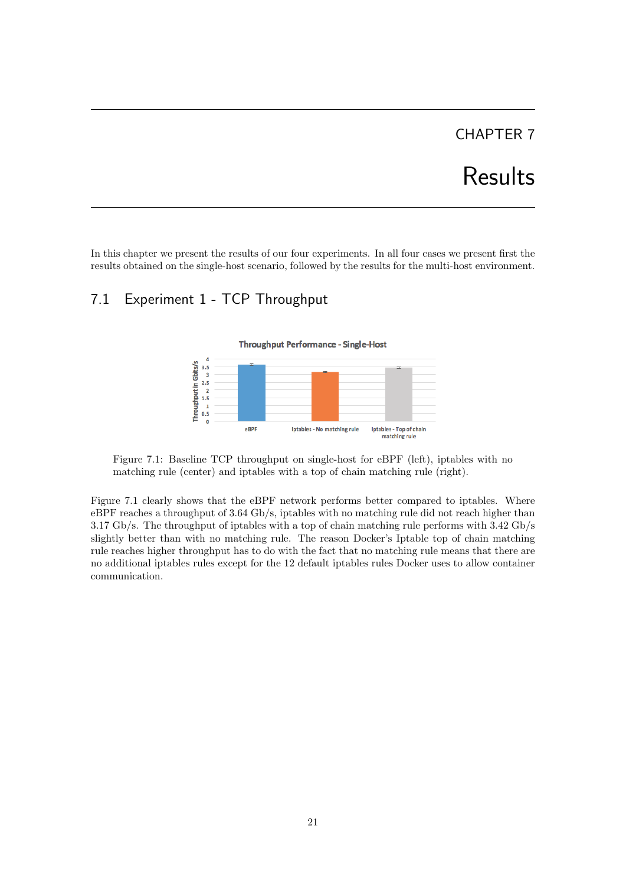# CHAPTER 7

# Results

In this chapter we present the results of our four experiments. In all four cases we present first the results obtained on the single-host scenario, followed by the results for the multi-host environment.

## 7.1 Experiment 1 - TCP Throughput

Figure 7.1: Baseline TCP throughput on single-host for eBPF (left), iptables with no matching rule (center) and iptables with a top of chain matching rule (right).

Figure 7.1 clearly shows that the eBPF network performs better compared to iptables. Where eBPF reaches a throughput of 3.64 Gb/s, iptables with no matching rule did not reach higher than 3.17 Gb/s. The throughput of iptables with a top of chain matching rule performs with 3.42 Gb/s slightly better than with no matching rule. The reason Docker's Iptable top of chain matching rule reaches higher throughput has to do with the fact that no matching rule means that there are no additional iptables rules except for the 12 default iptables rules Docker uses to allow container communication.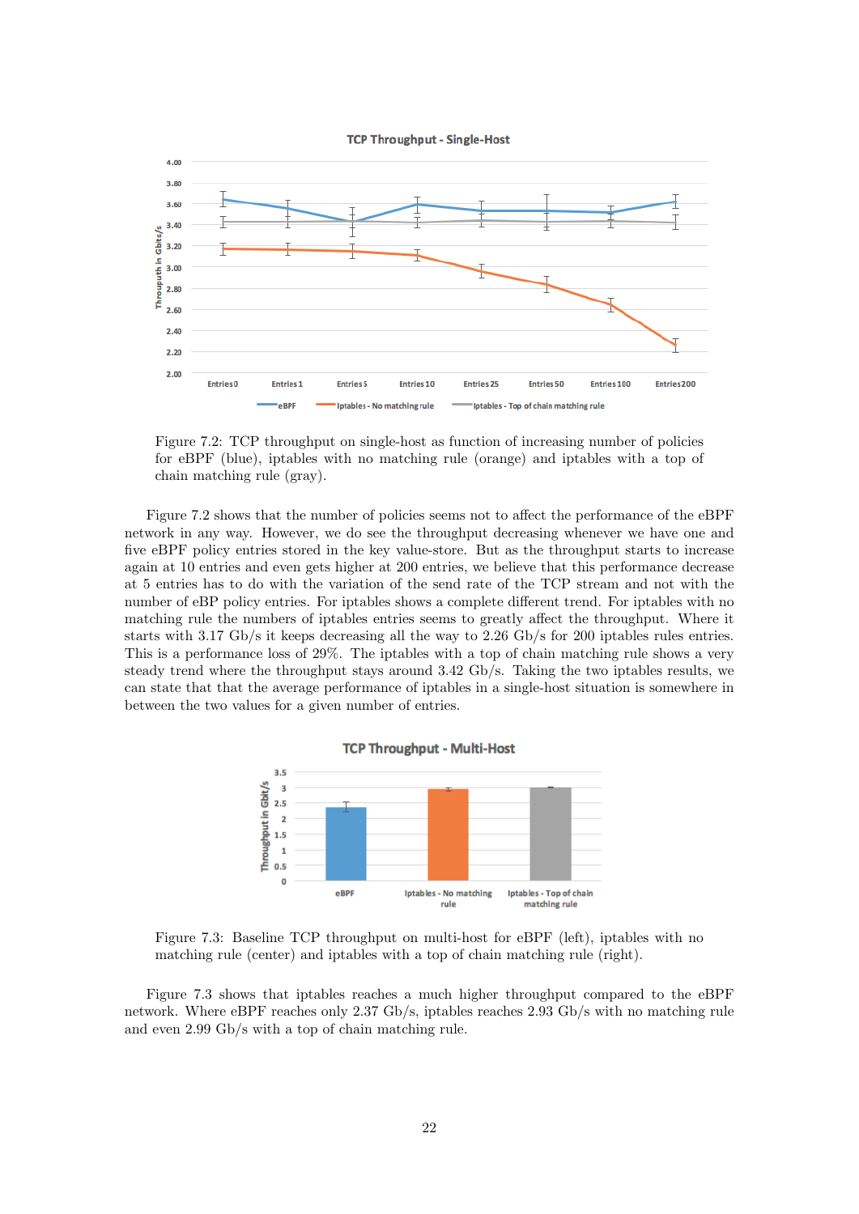Figure 7.2: TCP throughput on single-host as function of increasing number of policies for eBPF (blue), iptables with no matching rule (orange) and iptables with a top of chain matching rule (gray).

Figure 7.2 shows that the number of policies seems not to affect the performance of the eBPF network in any way. However, we do see the throughput decreasing whenever we have one and five eBPF policy entries stored in the key value-store. But as the throughput starts to increase again at 10 entries and even gets higher at 200 entries, we believe that this performance decrease at 5 entries has to do with the variation of the send rate of the TCP stream and not with the number of eBP policy entries. For iptables shows a complete different trend. For iptables with no matching rule the numbers of iptables entries seems to greatly affect the throughput. Where it starts with 3.17 Gb/s it keeps decreasing all the way to 2.26 Gb/s for 200 iptables rules entries. This is a performance loss of 29%. The iptables with a top of chain matching rule shows a very steady trend where the throughput stays around 3.42 Gb/s. Taking the two iptables results, we can state that that the average performance of iptables in a single-host situation is somewhere in between the two values for a given number of entries.

Figure 7.3: Baseline TCP throughput on multi-host for eBPF (left), iptables with no matching rule (center) and iptables with a top of chain matching rule (right).

Figure 7.3 shows that iptables reaches a much higher throughput compared to the eBPF network. Where eBPF reaches only 2.37 Gb/s, iptables reaches 2.93 Gb/s with no matching rule and even 2.99 Gb/s with a top of chain matching rule.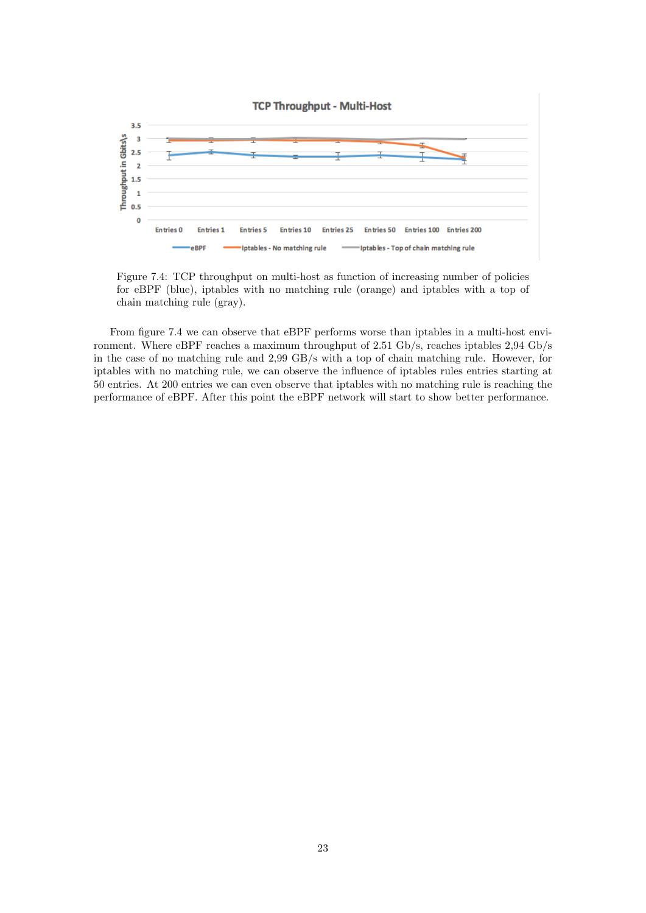Figure 7.4: TCP throughput on multi-host as function of increasing number of policies for eBPF (blue), iptables with no matching rule (orange) and iptables with a top of chain matching rule (gray).

From figure 7.4 we can observe that eBPF performs worse than iptables in a multi-host environment. Where eBPF reaches a maximum throughput of 2.51 Gb/s, reaches iptables 2,94 Gb/s in the case of no matching rule and 2,99 GB/s with a top of chain matching rule. However, for iptables with no matching rule, we can observe the influence of iptables rules entries starting at 50 entries. At 200 entries we can even observe that iptables with no matching rule is reaching the performance of eBPF. After this point the eBPF network will start to show better performance.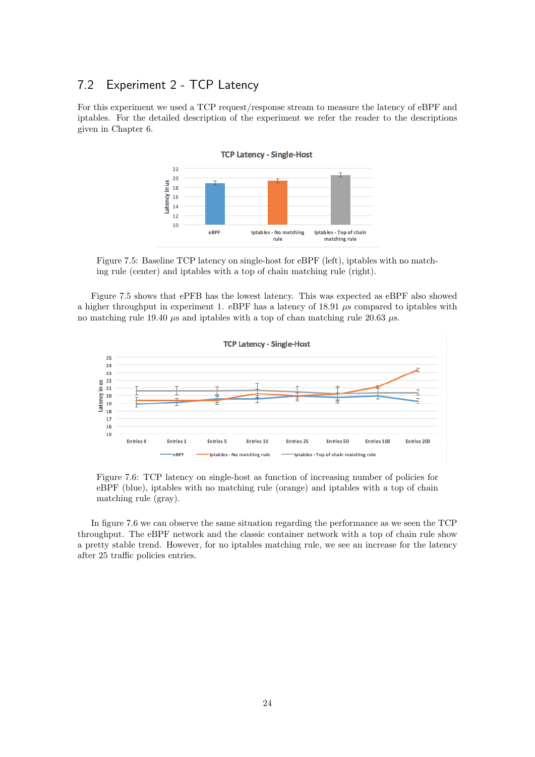## 7.2 Experiment 2 - TCP Latency

For this experiment we used a TCP request/response stream to measure the latency of eBPF and iptables. For the detailed description of the experiment we refer the reader to the descriptions given in Chapter 6.

Figure 7.5: Baseline TCP latency on single-host for eBPF (left), iptables with no matching rule (center) and iptables with a top of chain matching rule (right).

Figure 7.5 shows that ePFB has the lowest latency. This was expected as eBPF also showed a higher throughput in experiment 1. eBPF has a latency of 18.91 $\mu s$ compared to iptables with no matching rule 19.40 $\mu s$ and iptables with a top of chan matching rule 20.63 $\mu s$.

Figure 7.6: TCP latency on single-host as function of increasing number of policies for eBPF (blue), iptables with no matching rule (orange) and iptables with a top of chain matching rule (gray).

In figure 7.6 we can observe the same situation regarding the performance as we seen the TCP throughput. The eBPF network and the classic container network with a top of chain rule show a pretty stable trend. However, for no iptables matching rule, we see an increase for the latency after 25 traffic policies entries.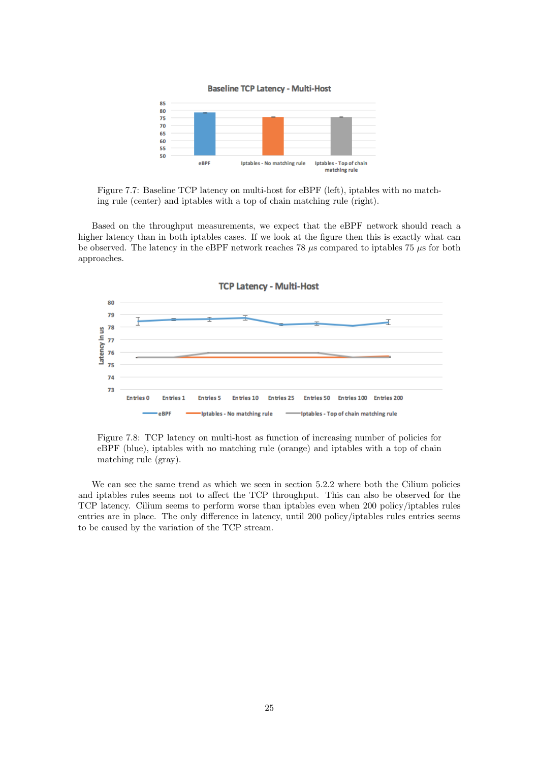Figure 7.7: Baseline TCP latency on multi-host for eBPF (left), iptables with no matching rule (center) and iptables with a top of chain matching rule (right).

Based on the throughput measurements, we expect that the eBPF network should reach a higher latency than in both iptables cases. If we look at the figure then this is exactly what can be observed. The latency in the eBPF network reaches 78 $\mu$s compared to iptables 75 $\mu$s for both approaches.

Figure 7.8: TCP latency on multi-host as function of increasing number of policies for eBPF (blue), iptables with no matching rule (orange) and iptables with a top of chain matching rule (gray).

We can see the same trend as which we seen in section 5.2.2 where both the Cilium policies and iptables rules seems not to affect the TCP throughput. This can also be observed for the TCP latency. Cilium seems to perform worse than iptables even when 200 policy/iptables rules entries are in place. The only difference in latency, until 200 policy/iptables rules entries seems to be caused by the variation of the TCP stream.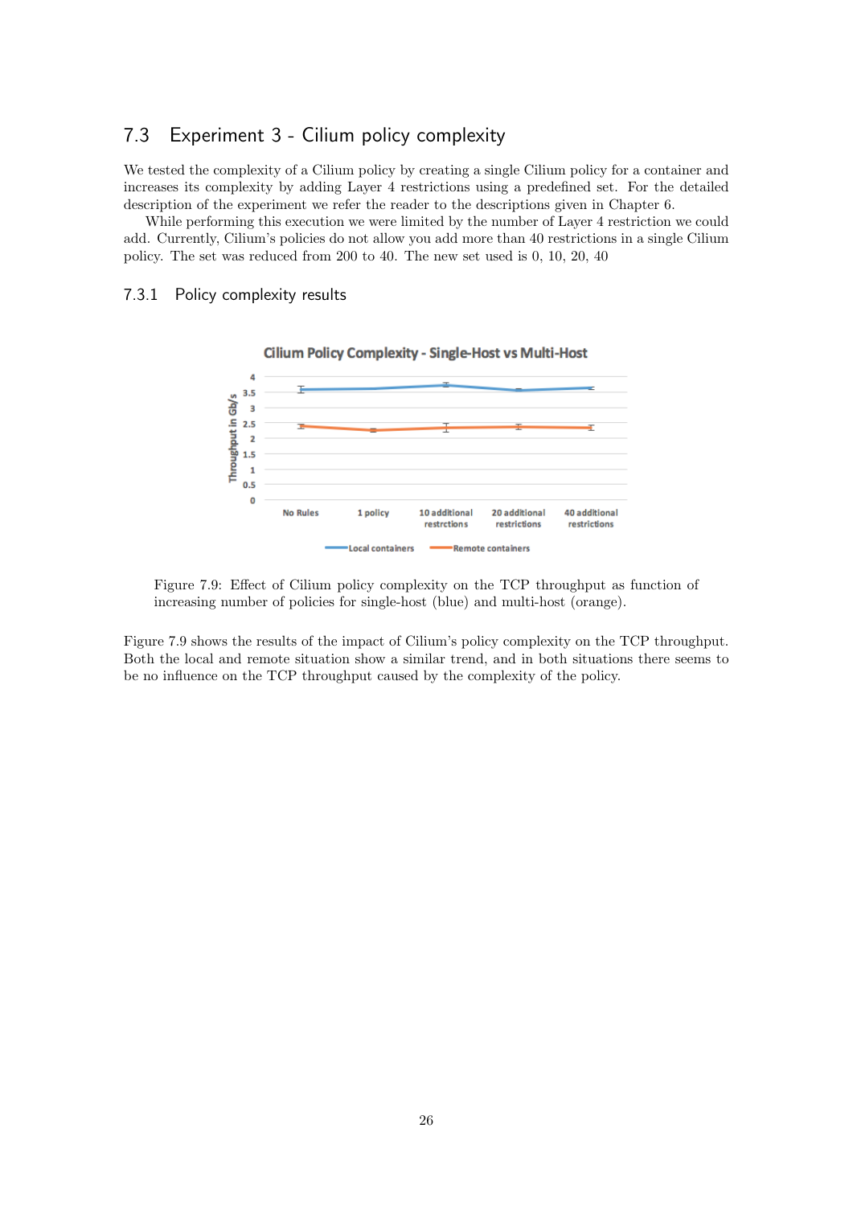## 7.3 Experiment 3 - Cilium policy complexity

We tested the complexity of a Cilium policy by creating a single Cilium policy for a container and increases its complexity by adding Layer 4 restrictions using a predefined set. For the detailed description of the experiment we refer the reader to the descriptions given in Chapter 6.

While performing this execution we were limited by the number of Layer 4 restriction we could add. Currently, Cilium's policies do not allow you add more than 40 restrictions in a single Cilium policy. The set was reduced from 200 to 40. The new set used is 0, 10, 20, 40

### 7.3.1 Policy complexity results

Figure 7.9: Effect of Cilium policy complexity on the TCP throughput as function of increasing number of policies for single-host (blue) and multi-host (orange).

Figure 7.9 shows the results of the impact of Cilium's policy complexity on the TCP throughput. Both the local and remote situation show a similar trend, and in both situations there seems to be no influence on the TCP throughput caused by the complexity of the policy.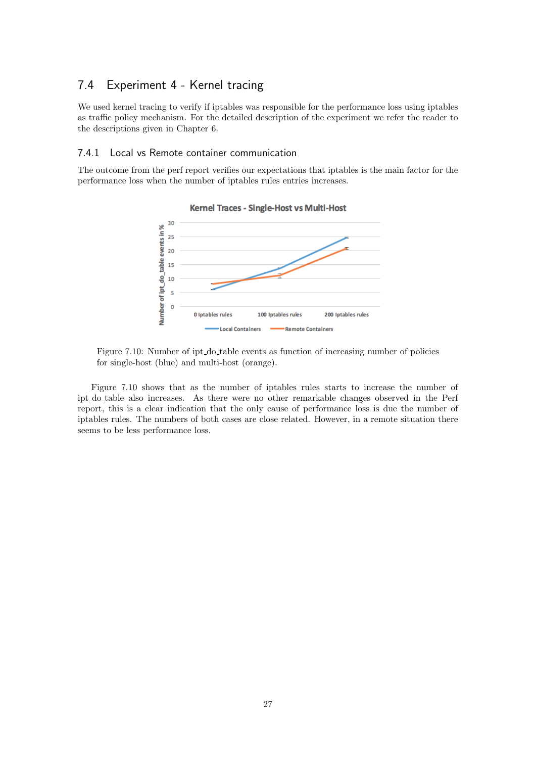## 7.4 Experiment 4 - Kernel tracing

We used kernel tracing to verify if iptables was responsible for the performance loss using iptables as traffic policy mechanism. For the detailed description of the experiment we refer the reader to the descriptions given in Chapter 6.

### 7.4.1 Local vs Remote container communication

The outcome from the perf report verifies our expectations that iptables is the main factor for the performance loss when the number of iptables rules entries increases.

Figure 7.10: Number of ipt_do_table events as function of increasing number of policies for single-host (blue) and multi-host (orange).

Figure 7.10 shows that as the number of iptables rules starts to increase the number of ipt_do_table also increases. As there were no other remarkable changes observed in the Perf report, this is a clear indication that the only cause of performance loss is due the number of iptables rules. The numbers of both cases are close related. However, in a remote situation there seems to be less performance loss.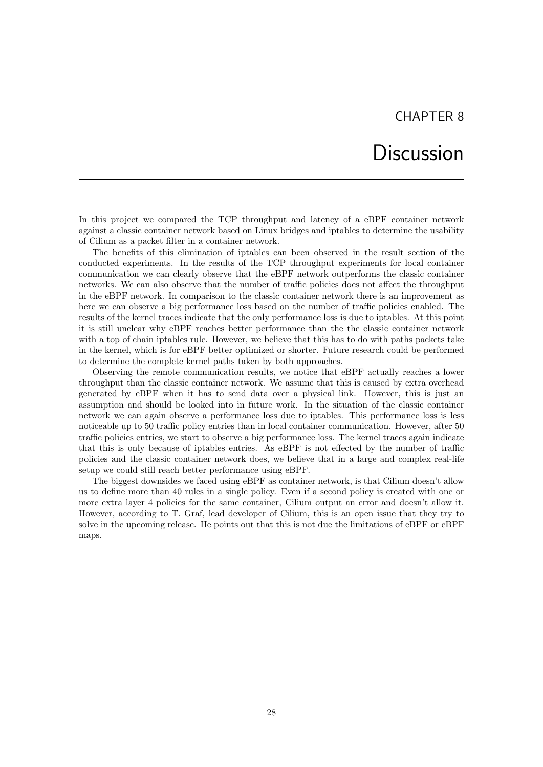# CHAPTER 8

# Discussion

In this project we compared the TCP throughput and latency of a eBPF container network against a classic container network based on Linux bridges and iptables to determine the usability of Cilium as a packet filter in a container network.

The benefits of this elimination of iptables can been observed in the result section of the conducted experiments. In the results of the TCP throughput experiments for local container communication we can clearly observe that the eBPF network outperforms the classic container networks. We can also observe that the number of traffic policies does not affect the throughput in the eBPF network. In comparison to the classic container network there is an improvement as here we can observe a big performance loss based on the number of traffic policies enabled. The results of the kernel traces indicate that the only performance loss is due to iptables. At this point it is still unclear why eBPF reaches better performance than the the classic container network with a top of chain iptables rule. However, we believe that this has to do with paths packets take in the kernel, which is for eBPF better optimized or shorter. Future research could be performed to determine the complete kernel paths taken by both approaches.

Observing the remote communication results, we notice that eBPF actually reaches a lower throughput than the classic container network. We assume that this is caused by extra overhead generated by eBPF when it has to send data over a physical link. However, this is just an assumption and should be looked into in future work. In the situation of the classic container network we can again observe a performance loss due to iptables. This performance loss is less noticeable up to 50 traffic policy entries than in local container communication. However, after 50 traffic policies entries, we start to observe a big performance loss. The kernel traces again indicate that this is only because of iptables entries. As eBPF is not effected by the number of traffic policies and the classic container network does, we believe that in a large and complex real-life setup we could still reach better performance using eBPF.

The biggest downsides we faced using eBPF as container network, is that Cilium doesn't allow us to define more than 40 rules in a single policy. Even if a second policy is created with one or more extra layer 4 policies for the same container, Cilium output an error and doesn't allow it. However, according to T. Graf, lead developer of Cilium, this is an open issue that they try to solve in the upcoming release. He points out that this is not due the limitations of eBPF or eBPF maps.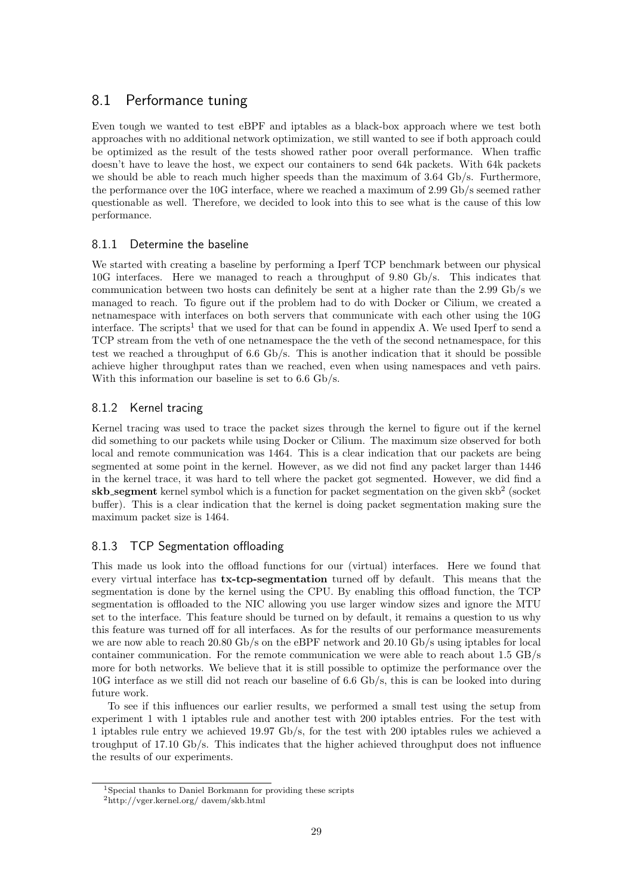## 8.1 Performance tuning

Even tough we wanted to test eBPF and iptables as a black-box approach where we test both approaches with no additional network optimization, we still wanted to see if both approach could be optimized as the result of the tests showed rather poor overall performance. When traffic doesn't have to leave the host, we expect our containers to send 64k packets. With 64k packets we should be able to reach much higher speeds than the maximum of 3.64 Gb/s. Furthermore, the performance over the 10G interface, where we reached a maximum of 2.99 Gb/s seemed rather questionable as well. Therefore, we decided to look into this to see what is the cause of this low performance.

### 8.1.1 Determine the baseline

We started with creating a baseline by performing a Iperf TCP benchmark between our physical 10G interfaces. Here we managed to reach a throughput of 9.80 Gb/s. This indicates that communication between two hosts can definitely be sent at a higher rate than the 2.99 Gb/s we managed to reach. To figure out if the problem had to do with Docker or Cilium, we created a netnamespace with interfaces on both servers that communicate with each other using the 10G interface. The scripts[1] that we used for that can be found in appendix A. We used Iperf to send a TCP stream from the veth of one netnamespace the the veth of the second netnamespace, for this test we reached a throughput of 6.6 Gb/s. This is another indication that it should be possible achieve higher throughput rates than we reached, even when using namespaces and veth pairs. With this information our baseline is set to 6.6 Gb/s.

### 8.1.2 Kernel tracing

Kernel tracing was used to trace the packet sizes through the kernel to figure out if the kernel did something to our packets while using Docker or Cilium. The maximum size observed for both local and remote communication was 1464. This is a clear indication that our packets are being segmented at some point in the kernel. However, as we did not find any packet larger than 1446 in the kernel trace, it was hard to tell where the packet got segmented. However, we did find a **skb_segment** kernel symbol which is a function for packet segmentation on the given skb[2] (socket buffer). This is a clear indication that the kernel is doing packet segmentation making sure the maximum packet size is 1464.

### 8.1.3 TCP Segmentation offloading

This made us look into the offload functions for our (virtual) interfaces. Here we found that every virtual interface has **tx-tcp-segmentation** turned off by default. This means that the segmentation is done by the kernel using the CPU. By enabling this offload function, the TCP segmentation is offloaded to the NIC allowing you use larger window sizes and ignore the MTU set to the interface. This feature should be turned on by default, it remains a question to us why this feature was turned off for all interfaces. As for the results of our performance measurements we are now able to reach 20.80 Gb/s on the eBPF network and 20.10 Gb/s using iptables for local container communication. For the remote communication we were able to reach about 1.5 GB/s more for both networks. We believe that it is still possible to optimize the performance over the 10G interface as we still did not reach our baseline of 6.6 Gb/s, this is can be looked into during future work.

To see if this influences our earlier results, we performed a small test using the setup from experiment 1 with 1 iptables rule and another test with 200 iptables entries. For the test with 1 iptables rule entry we achieved 19.97 Gb/s, for the test with 200 iptables rules we achieved a troughput of 17.10 Gb/s. This indicates that the higher achieved throughput does not influence the results of our experiments.

---

[1] Special thanks to Daniel Borkmann for providing these scripts

[2] http://vger.kernel.org/ davem/skb.html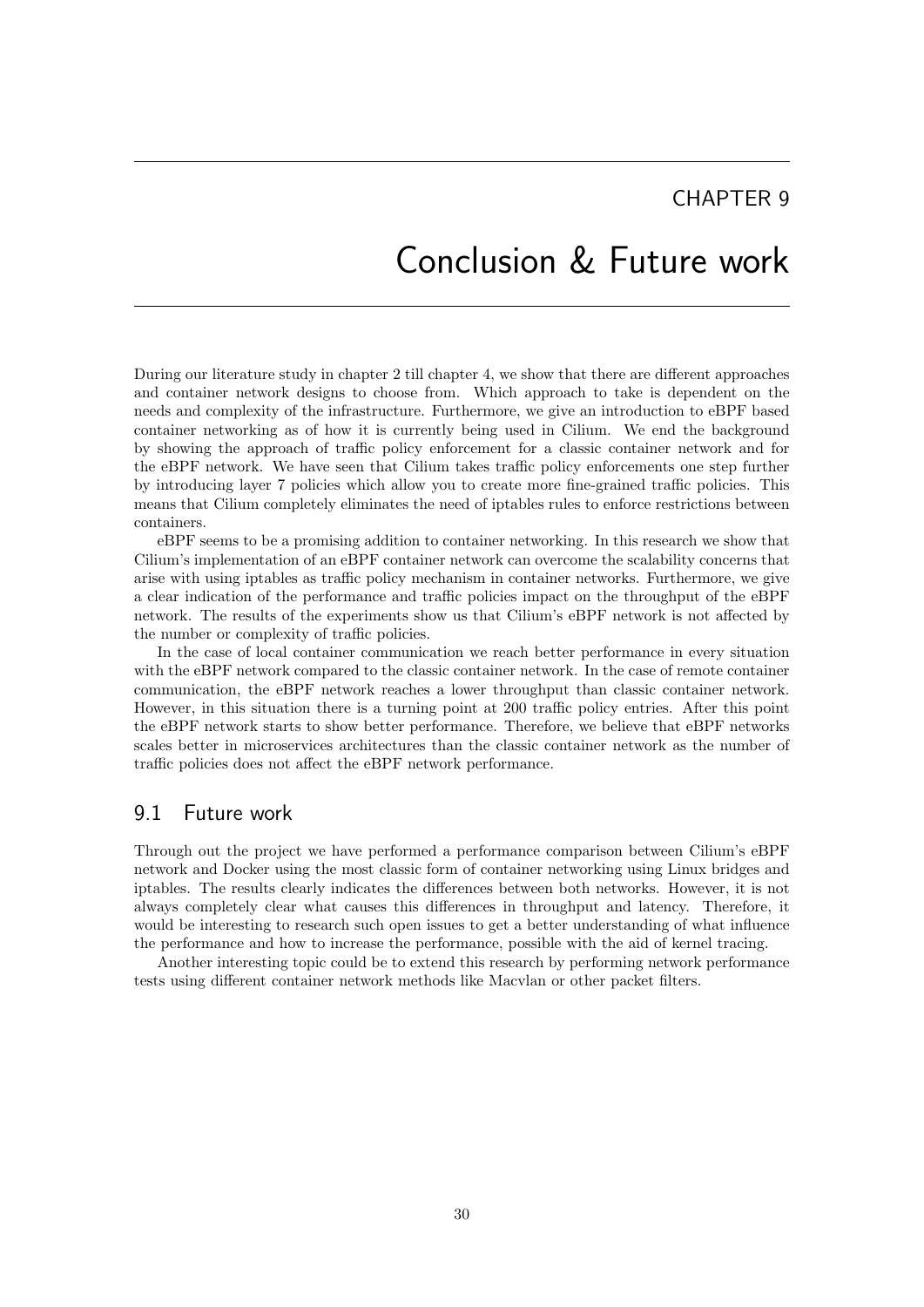# CHAPTER 9

# Conclusion & Future work

During our literature study in chapter 2 till chapter 4, we show that there are different approaches and container network designs to choose from. Which approach to take is dependent on the needs and complexity of the infrastructure. Furthermore, we give an introduction to eBPF based container networking as of how it is currently being used in Cilium. We end the background by showing the approach of traffic policy enforcement for a classic container network and for the eBPF network. We have seen that Cilium takes traffic policy enforcements one step further by introducing layer 7 policies which allow you to create more fine-grained traffic policies. This means that Cilium completely eliminates the need of iptables rules to enforce restrictions between containers.

eBPF seems to be a promising addition to container networking. In this research we show that Cilium's implementation of an eBPF container network can overcome the scalability concerns that arise with using iptables as traffic policy mechanism in container networks. Furthermore, we give a clear indication of the performance and traffic policies impact on the throughput of the eBPF network. The results of the experiments show us that Cilium's eBPF network is not affected by the number or complexity of traffic policies.

In the case of local container communication we reach better performance in every situation with the eBPF network compared to the classic container network. In the case of remote container communication, the eBPF network reaches a lower throughput than classic container network. However, in this situation there is a turning point at 200 traffic policy entries. After this point the eBPF network starts to show better performance. Therefore, we believe that eBPF networks scales better in microservices architectures than the classic container network as the number of traffic policies does not affect the eBPF network performance.

## 9.1 Future work

Through out the project we have performed a performance comparison between Cilium's eBPF network and Docker using the most classic form of container networking using Linux bridges and iptables. The results clearly indicates the differences between both networks. However, it is not always completely clear what causes this differences in throughput and latency. Therefore, it would be interesting to research such open issues to get a better understanding of what influence the performance and how to increase the performance, possible with the aid of kernel tracing.

Another interesting topic could be to extend this research by performing network performance tests using different container network methods like Macvlan or other packet filters.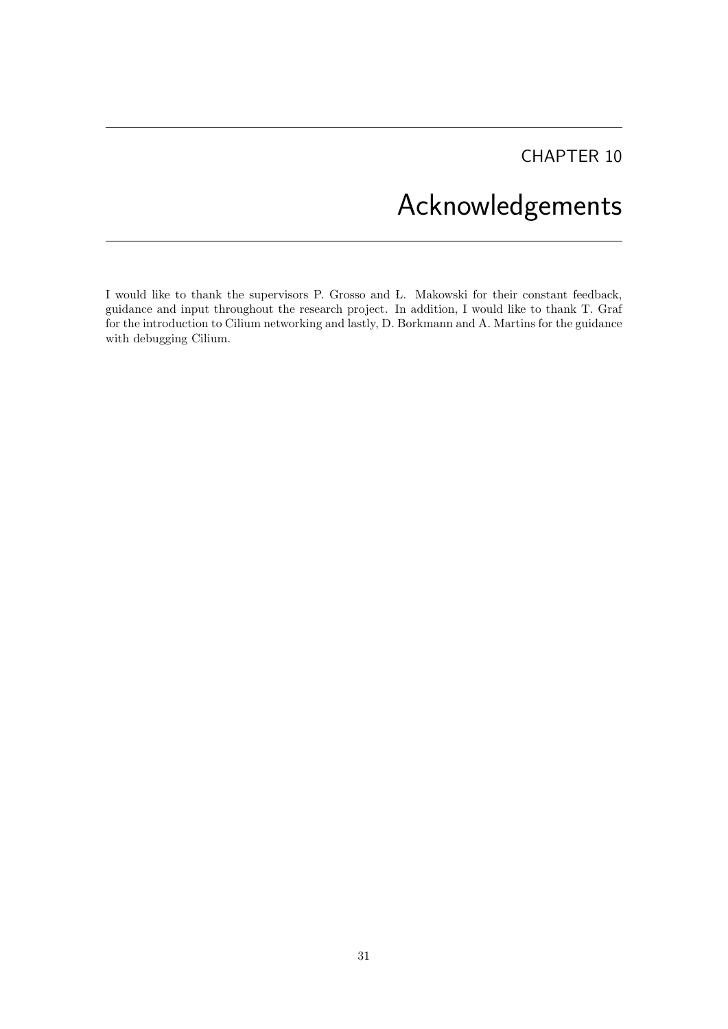# CHAPTER 10

# Acknowledgements

I would like to thank the supervisors P. Grosso and Ł. Makowski for their constant feedback, guidance and input throughout the research project. In addition, I would like to thank T. Graf for the introduction to Cilium networking and lastly, D. Borkmann and A. Martins for the guidance with debugging Cilium.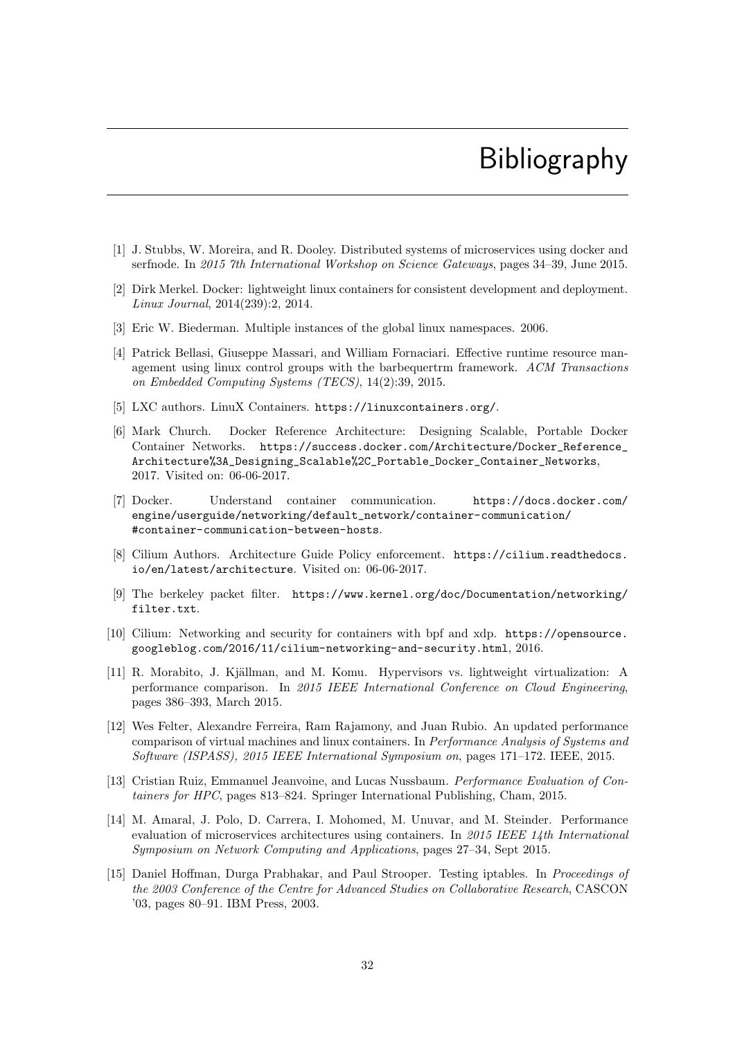# Bibliography

[1] J. Stubbs, W. Moreira, and R. Dooley. Distributed systems of microservices using docker and serfnode. In *2015 7th International Workshop on Science Gateways*, pages 34–39, June 2015.

[2] Dirk Merkel. Docker: lightweight linux containers for consistent development and deployment. *Linux Journal*, 2014(239):2, 2014.

[3] Eric W. Biederman. Multiple instances of the global linux namespaces. 2006.

[4] Patrick Bellasi, Giuseppe Massari, and William Fornaciari. Effective runtime resource management using linux control groups with the barbequertrm framework. *ACM Transactions on Embedded Computing Systems (TECS)*, 14(2):39, 2015.

[5] LXC authors. LinuX Containers. `https://linuxcontainers.org/`.

[6] Mark Church. Docker Reference Architecture: Designing Scalable, Portable Docker Container Networks. `https://success.docker.com/Architecture/Docker_Reference_Architecture%3A_Designing_Scalable%2C_Portable_Docker_Container_Networks`, 2017. Visited on: 06-06-2017.

[7] Docker. Understand container communication. `https://docs.docker.com/engine/userguide/networking/default_network/container-communication/#container-communication-between-hosts`.

[8] Cilium Authors. Architecture Guide Policy enforcement. `https://cilium.readthedocs.io/en/latest/architecture`. Visited on: 06-06-2017.

[9] The berkeley packet filter. `https://www.kernel.org/doc/Documentation/networking/filter.txt`.

[10] Cilium: Networking and security for containers with bpf and xdp. `https://opensource.googleblog.com/2016/11/cilium-networking-and-security.html`, 2016.

[11] R. Morabito, J. Kjällman, and M. Komu. Hypervisors vs. lightweight virtualization: A performance comparison. In *2015 IEEE International Conference on Cloud Engineering*, pages 386–393, March 2015.

[12] Wes Felter, Alexandre Ferreira, Ram Rajamony, and Juan Rubio. An updated performance comparison of virtual machines and linux containers. In *Performance Analysis of Systems and Software (ISPASS), 2015 IEEE International Symposium on*, pages 171–172. IEEE, 2015.

[13] Cristian Ruiz, Emmanuel Jeanvoine, and Lucas Nussbaum. *Performance Evaluation of Containers for HPC*, pages 813–824. Springer International Publishing, Cham, 2015.

[14] M. Amaral, J. Polo, D. Carrera, I. Mohomed, M. Unuvar, and M. Steinder. Performance evaluation of microservices architectures using containers. In *2015 IEEE 14th International Symposium on Network Computing and Applications*, pages 27–34, Sept 2015.

[15] Daniel Hoffman, Durga Prabhakar, and Paul Strooper. Testing iptables. In *Proceedings of the 2003 Conference of the Centre for Advanced Studies on Collaborative Research*, CASCON '03, pages 80–91. IBM Press, 2003.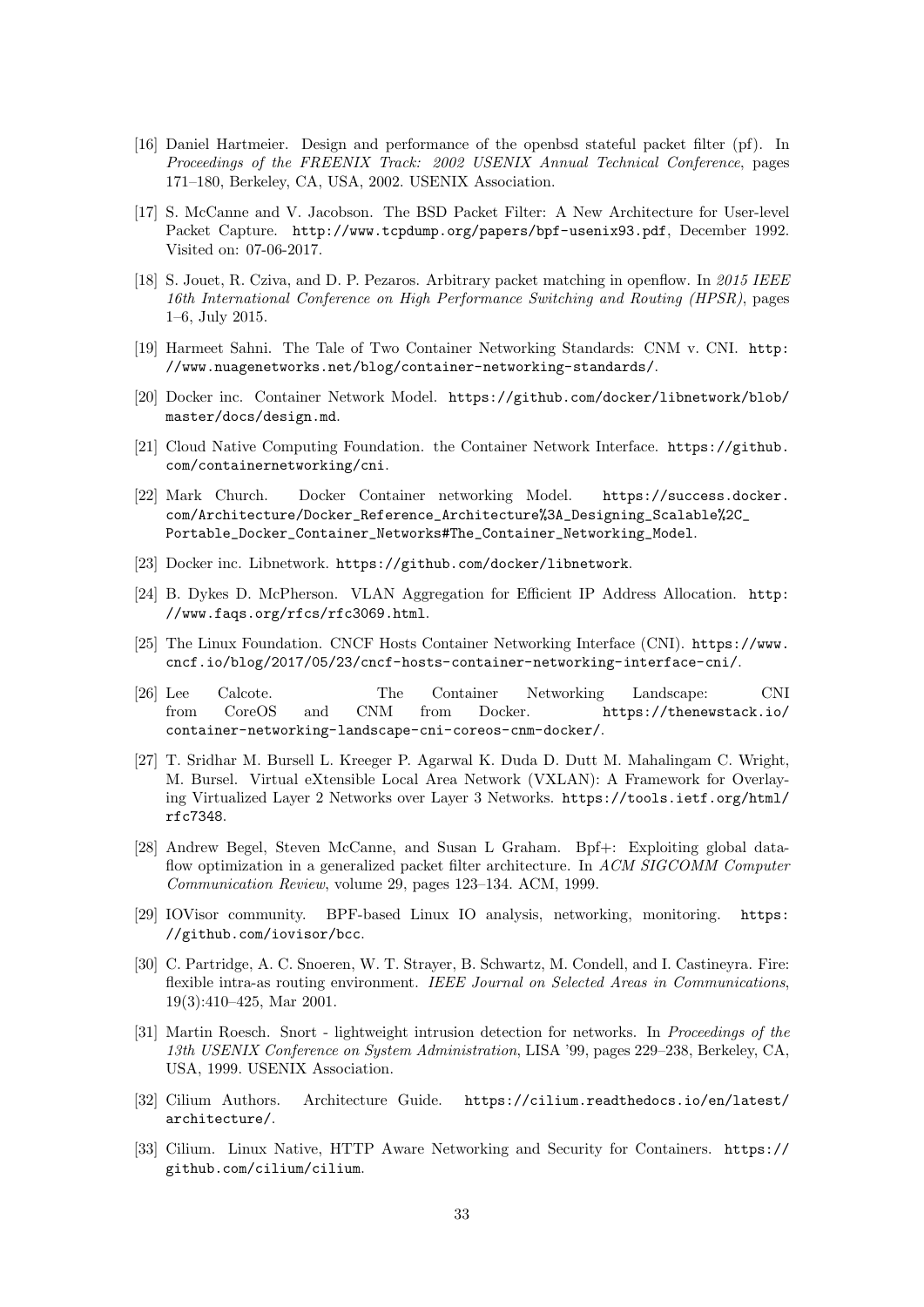[16] Daniel Hartmeier. Design and performance of the openbsd stateful packet filter (pf). In *Proceedings of the FREENIX Track: 2002 USENIX Annual Technical Conference*, pages 171–180, Berkeley, CA, USA, 2002. USENIX Association.

[17] S. McCanne and V. Jacobson. The BSD Packet Filter: A New Architecture for User-level Packet Capture. http://www.tcpdump.org/papers/bpf-usenix93.pdf, December 1992. Visited on: 07-06-2017.

[18] S. Jouet, R. Cziva, and D. P. Pezaros. Arbitrary packet matching in openflow. In *2015 IEEE 16th International Conference on High Performance Switching and Routing (HPSR)*, pages 1–6, July 2015.

[19] Harmeet Sahni. The Tale of Two Container Networking Standards: CNM v. CNI. http://www.nuagenetworks.net/blog/container-networking-standards/.

[20] Docker inc. Container Network Model. https://github.com/docker/libnetwork/blob/master/docs/design.md.

[21] Cloud Native Computing Foundation. the Container Network Interface. https://github.com/containernetworking/cni.

[22] Mark Church. Docker Container networking Model. https://success.docker.com/Architecture/Docker_Reference_Architecture%3A_Designing_Scalable%2C_Portable_Docker_Container_Networks#The_Container_Networking_Model.

[23] Docker inc. Libnetwork. https://github.com/docker/libnetwork.

[24] B. Dykes D. McPherson. VLAN Aggregation for Efficient IP Address Allocation. http://www.faqs.org/rfcs/rfc3069.html.

[25] The Linux Foundation. CNCF Hosts Container Networking Interface (CNI). https://www.cncf.io/blog/2017/05/23/cncf-hosts-container-networking-interface-cni/.

[26] Lee Calcote. The Container Networking Landscape: CNI from CoreOS and CNM from Docker. https://thenewstack.io/container-networking-landscape-cni-coreos-cnm-docker/.

[27] T. Sridhar M. Bursell L. Kreeger P. Agarwal K. Duda D. Dutt M. Mahalingam C. Wright, M. Bursel. Virtual eXtensible Local Area Network (VXLAN): A Framework for Overlaying Virtualized Layer 2 Networks over Layer 3 Networks. https://tools.ietf.org/html/rfc7348.

[28] Andrew Begel, Steven McCanne, and Susan L Graham. Bpf+: Exploiting global data-flow optimization in a generalized packet filter architecture. In *ACM SIGCOMM Computer Communication Review*, volume 29, pages 123–134. ACM, 1999.

[29] IOVisor community. BPF-based Linux IO analysis, networking, monitoring. https://github.com/iovisor/bcc.

[30] C. Partridge, A. C. Snoeren, W. T. Strayer, B. Schwartz, M. Condell, and I. Castineyra. Fire: flexible intra-as routing environment. *IEEE Journal on Selected Areas in Communications*, 19(3):410–425, Mar 2001.

[31] Martin Roesch. Snort - lightweight intrusion detection for networks. In *Proceedings of the 13th USENIX Conference on System Administration*, LISA '99, pages 229–238, Berkeley, CA, USA, 1999. USENIX Association.

[32] Cilium Authors. Architecture Guide. https://cilium.readthedocs.io/en/latest/architecture/.

[33] Cilium. Linux Native, HTTP Aware Networking and Security for Containers. https://github.com/cilium/cilium.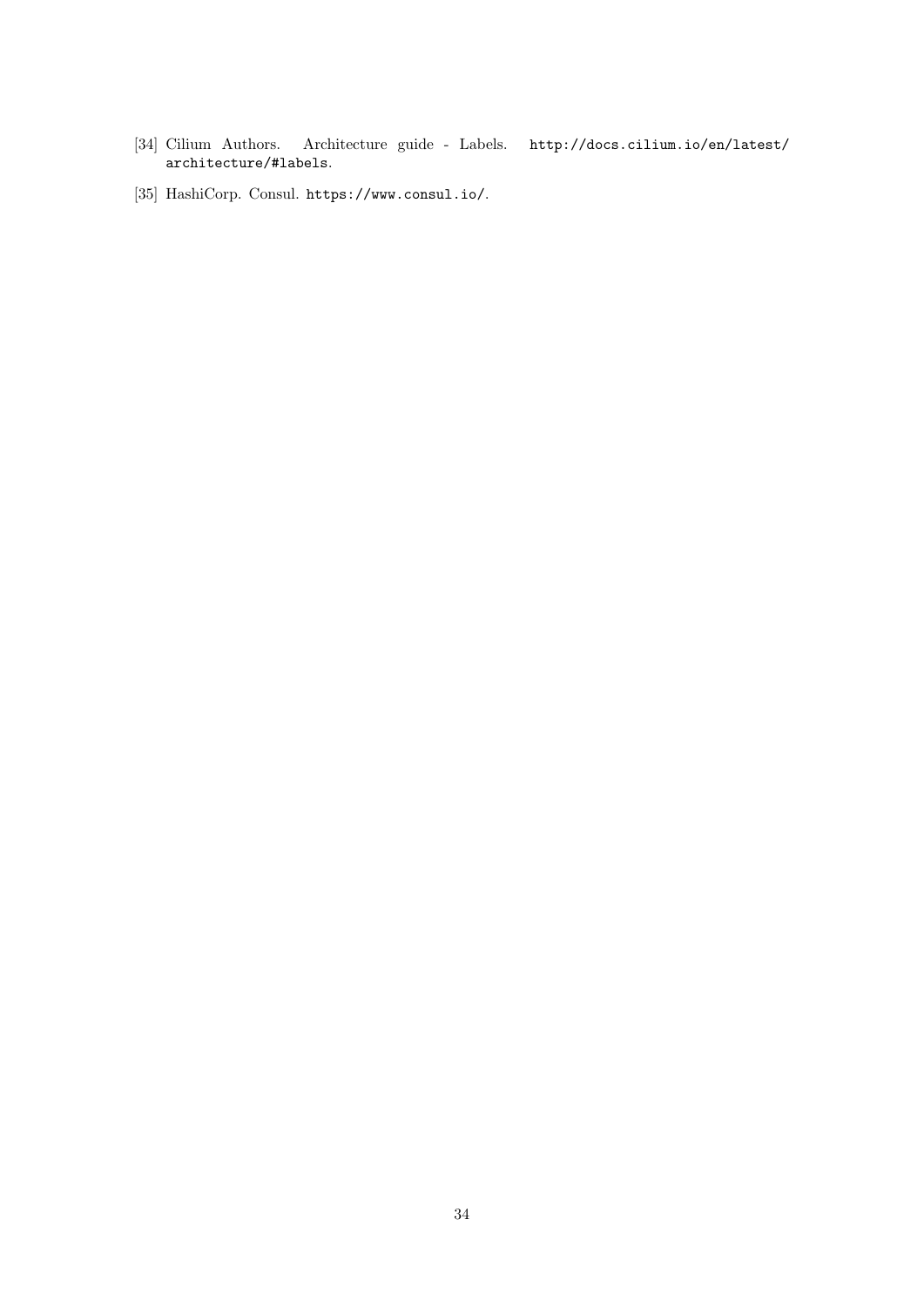[34] Cilium Authors. Architecture guide - Labels. http://docs.cilium.io/en/latest/architecture/#labels.

[35] HashiCorp. Consul. https://www.consul.io/.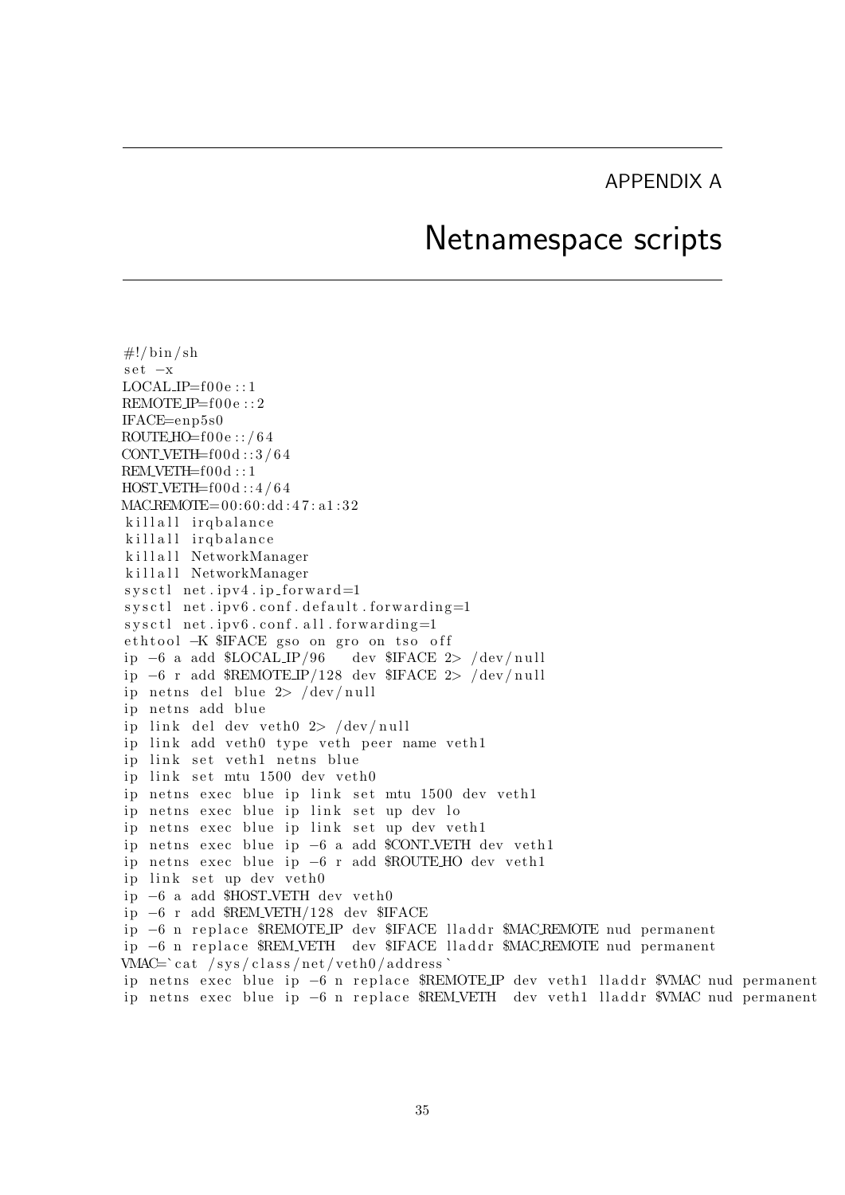# APPENDIX A

# Netnamespace scripts

```
#!/bin/sh
set -x
LOCAL_IP=f00e::1
REMOTE_IP=f00e::2
IFACE=enp5s0
ROUTE_HO=f00e::/64
CONT_VETH=f00d::3/64
REM_VETH=f00d::1
HOST_VETH=f00d::4/64
MAC_REMOTE=00:60:dd:47:a1:32
killall irqbalance
killall irqbalance
killall NetworkManager
killall NetworkManager
sysctl net.ipv4.ip_forward=1
sysctl net.ipv6.conf.default.forwarding=1
sysctl net.ipv6.conf.all.forwarding=1
ethtool -K $IFACE gso on gro on tso off
ip -6 a add $LOCAL_IP/96   dev $IFACE 2> /dev/null
ip -6 r add $REMOTE_IP/128 dev $IFACE 2> /dev/null
ip netns del blue 2> /dev/null
ip netns add blue
ip link del dev veth0 2> /dev/null
ip link add veth0 type veth peer name veth1
ip link set veth1 netns blue
ip link set mtu 1500 dev veth0
ip netns exec blue ip link set mtu 1500 dev veth1
ip netns exec blue ip link set up dev lo
ip netns exec blue ip link set up dev veth1
ip netns exec blue ip -6 a add $CONT_VETH dev veth1
ip netns exec blue ip -6 r add $ROUTE_HO dev veth1
ip link set up dev veth0
ip -6 a add $HOST_VETH dev veth0
ip -6 r add $REM_VETH/128 dev $IFACE
ip -6 n replace $REMOTE_IP dev $IFACE lladdr $MAC_REMOTE nud permanent
ip -6 n replace $REM_VETH  dev $IFACE lladdr $MAC_REMOTE nud permanent
VMAC=`cat /sys/class/net/veth0/address`
ip netns exec blue ip -6 n replace $REMOTE_IP dev veth1 lladdr $VMAC nud permanent
ip netns exec blue ip -6 n replace $REM_VETH  dev veth1 lladdr $VMAC nud permanent
```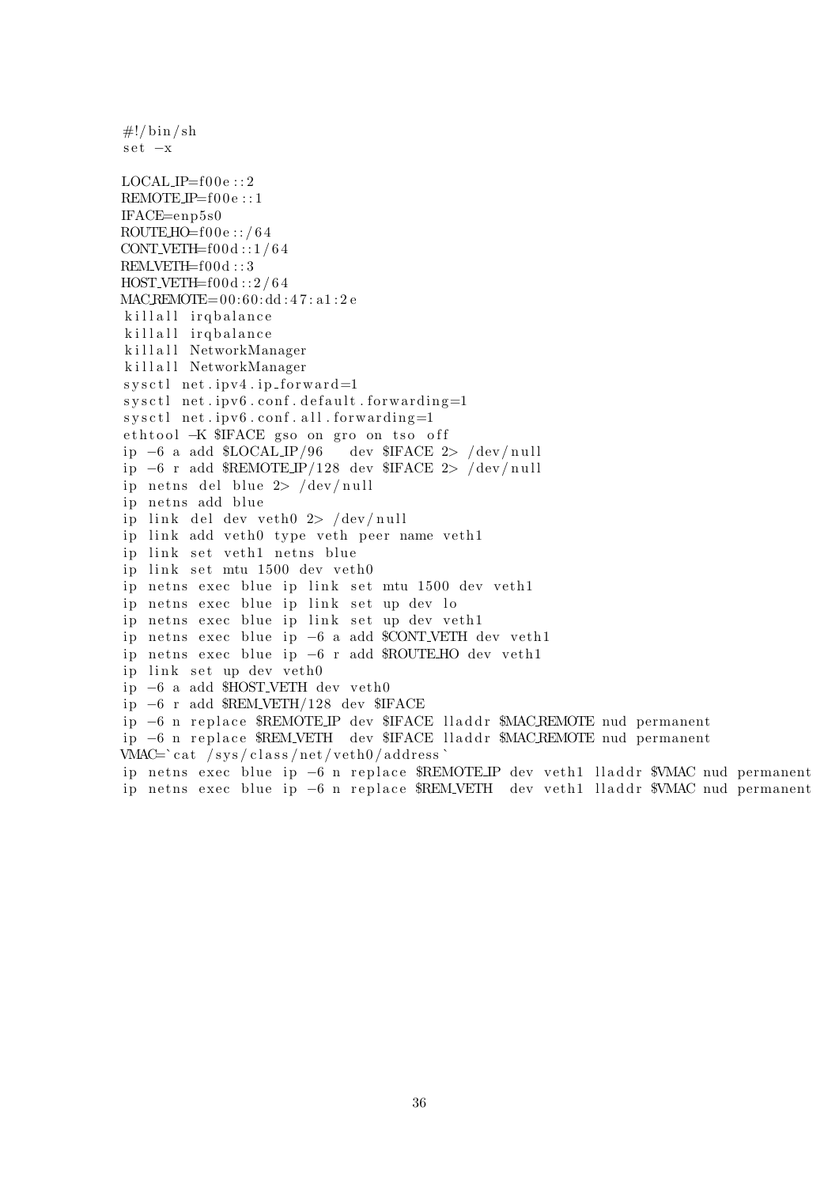```
#!/bin/sh
set -x

LOCAL_IP=f00e::2
REMOTE_IP=f00e::1
IFACE=enp5s0
ROUTE_HO=f00e::/64
CONT_VETH=f00d::1/64
REM_VETH=f00d::3
HOST_VETH=f00d::2/64
MAC_REMOTE=00:60:dd:47:a1:2e
 killall irqbalance
 killall irqbalance
 killall NetworkManager
 killall NetworkManager
 sysctl net.ipv4.ip_forward=1
 sysctl net.ipv6.conf.default.forwarding=1
 sysctl net.ipv6.conf.all.forwarding=1
 ethtool -K $IFACE gso on gro on tso off
 ip -6 a add $LOCAL_IP/96   dev $IFACE 2> /dev/null
 ip -6 r add $REMOTE_IP/128 dev $IFACE 2> /dev/null
 ip netns del blue 2> /dev/null
 ip netns add blue
 ip link del dev veth0 2> /dev/null
 ip link add veth0 type veth peer name veth1
 ip link set veth1 netns blue
 ip link set mtu 1500 dev veth0
 ip netns exec blue ip link set mtu 1500 dev veth1
 ip netns exec blue ip link set up dev lo
 ip netns exec blue ip link set up dev veth1
 ip netns exec blue ip -6 a add $CONT_VETH dev veth1
 ip netns exec blue ip -6 r add $ROUTE_HO dev veth1
 ip link set up dev veth0
 ip -6 a add $HOST_VETH dev veth0
 ip -6 r add $REM_VETH/128 dev $IFACE
 ip -6 n replace $REMOTE_IP dev $IFACE lladdr $MAC_REMOTE nud permanent
 ip -6 n replace $REM_VETH  dev $IFACE lladdr $MAC_REMOTE nud permanent
VMAC=`cat /sys/class/net/veth0/address`
 ip netns exec blue ip -6 n replace $REMOTE_IP dev veth1 lladdr $VMAC nud permanent
 ip netns exec blue ip -6 n replace $REM_VETH  dev veth1 lladdr $VMAC nud permanent
```